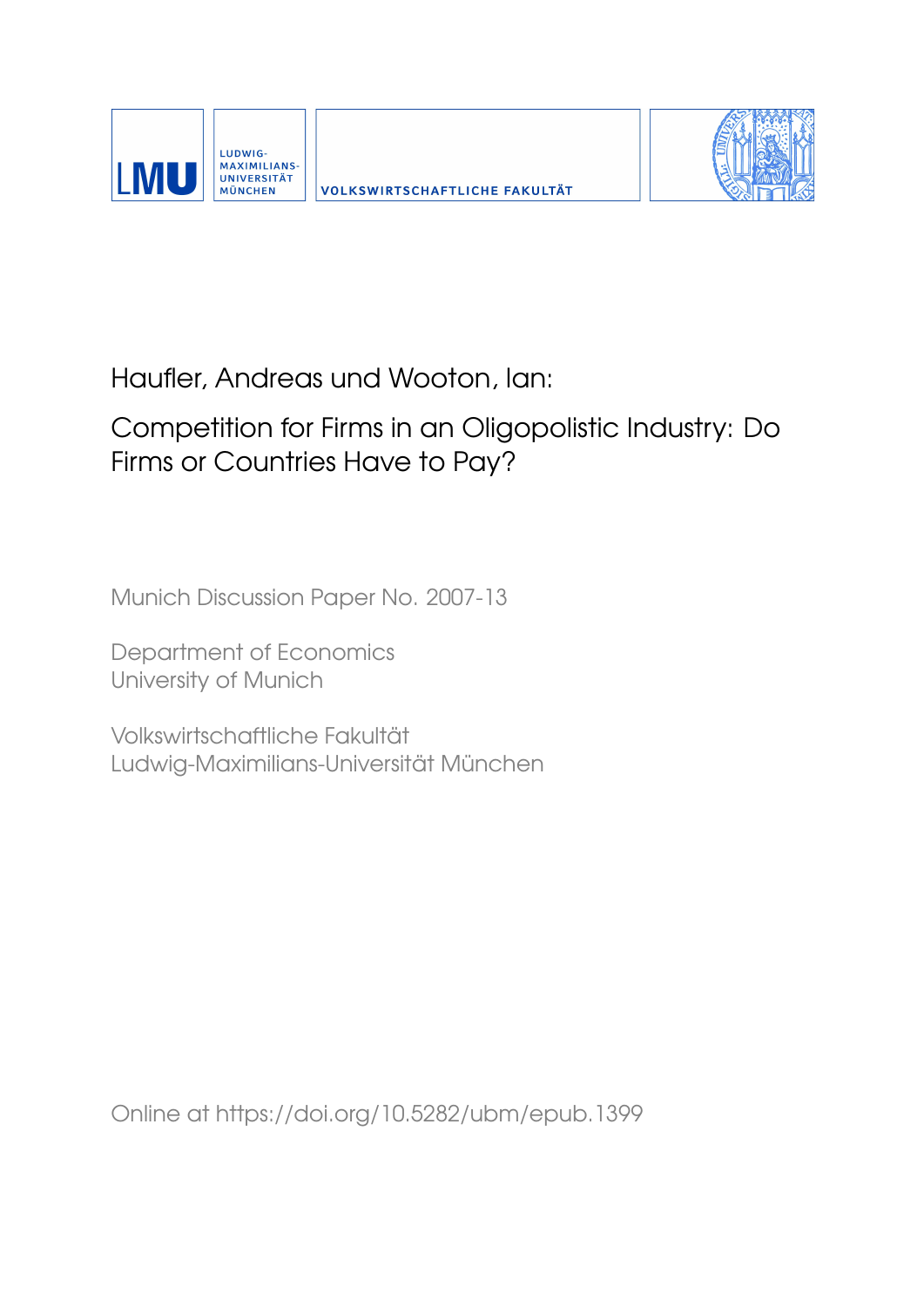LMU

LUDWIG-
MAXIMILIANS-
UNIVERSITÄT
MÜNCHEN

VOLKSWIRTSCHAFTLICHE FAKULTÄT

Haufler, Andreas und Wooton, Ian:

# Competition for Firms in an Oligopolistic Industry: Do Firms or Countries Have to Pay?

Munich Discussion Paper No. 2007-13

Department of Economics
University of Munich

Volkswirtschaftliche Fakultät
Ludwig-Maximilians-Universität München

Online at https://doi.org/10.5282/ubm/epub.1399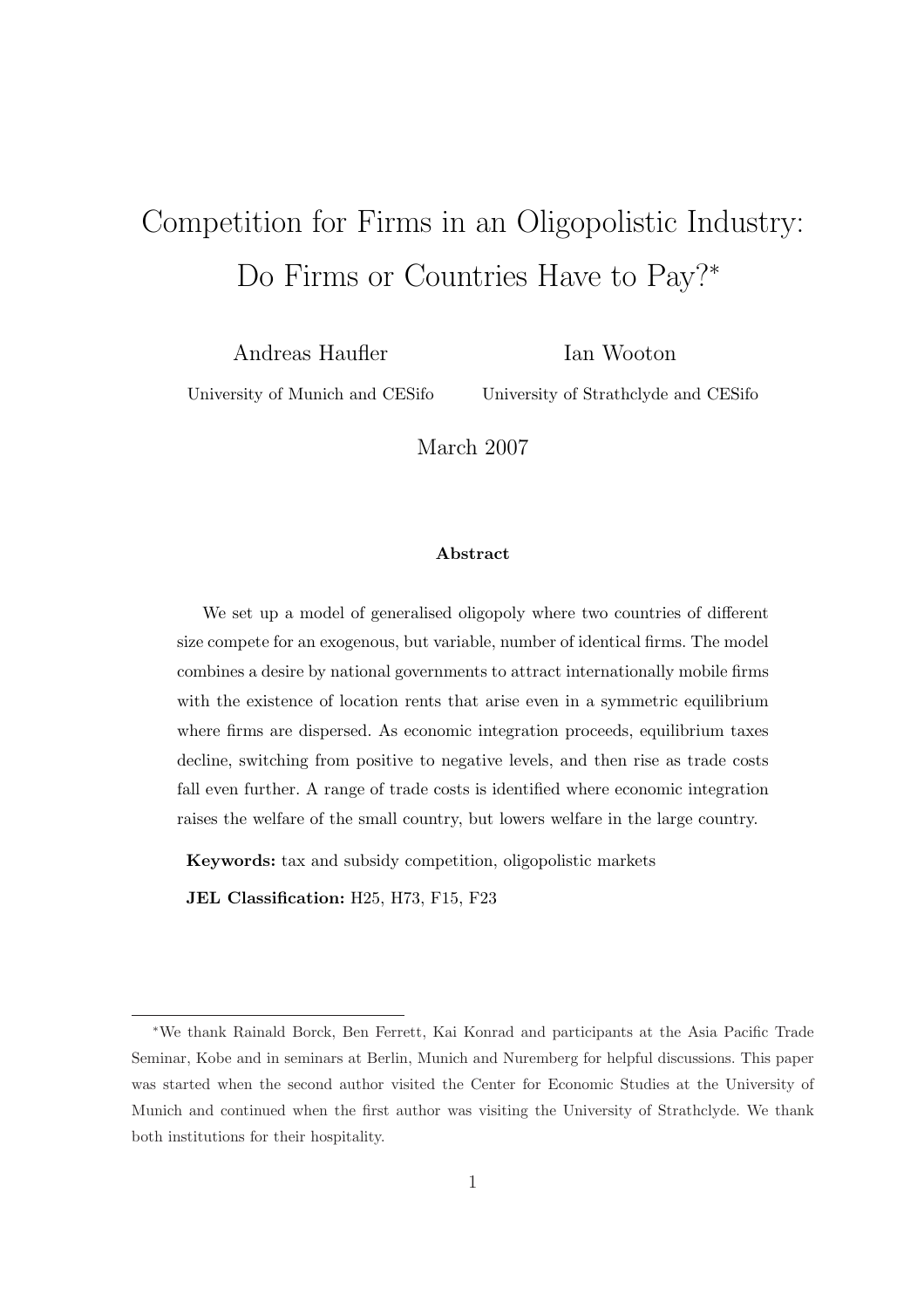# Competition for Firms in an Oligopolistic Industry: Do Firms or Countries Have to Pay?*

Andreas Haufler
University of Munich and CESifo

Ian Wooton
University of Strathclyde and CESifo

March 2007

**Abstract**

We set up a model of generalised oligopoly where two countries of different size compete for an exogenous, but variable, number of identical firms. The model combines a desire by national governments to attract internationally mobile firms with the existence of location rents that arise even in a symmetric equilibrium where firms are dispersed. As economic integration proceeds, equilibrium taxes decline, switching from positive to negative levels, and then rise as trade costs fall even further. A range of trade costs is identified where economic integration raises the welfare of the small country, but lowers welfare in the large country.

**Keywords:** tax and subsidy competition, oligopolistic markets

**JEL Classification:** H25, H73, F15, F23

---

*We thank Rainald Borck, Ben Ferrett, Kai Konrad and participants at the Asia Pacific Trade Seminar, Kobe and in seminars at Berlin, Munich and Nuremberg for helpful discussions. This paper was started when the second author visited the Center for Economic Studies at the University of Munich and continued when the first author was visiting the University of Strathclyde. We thank both institutions for their hospitality.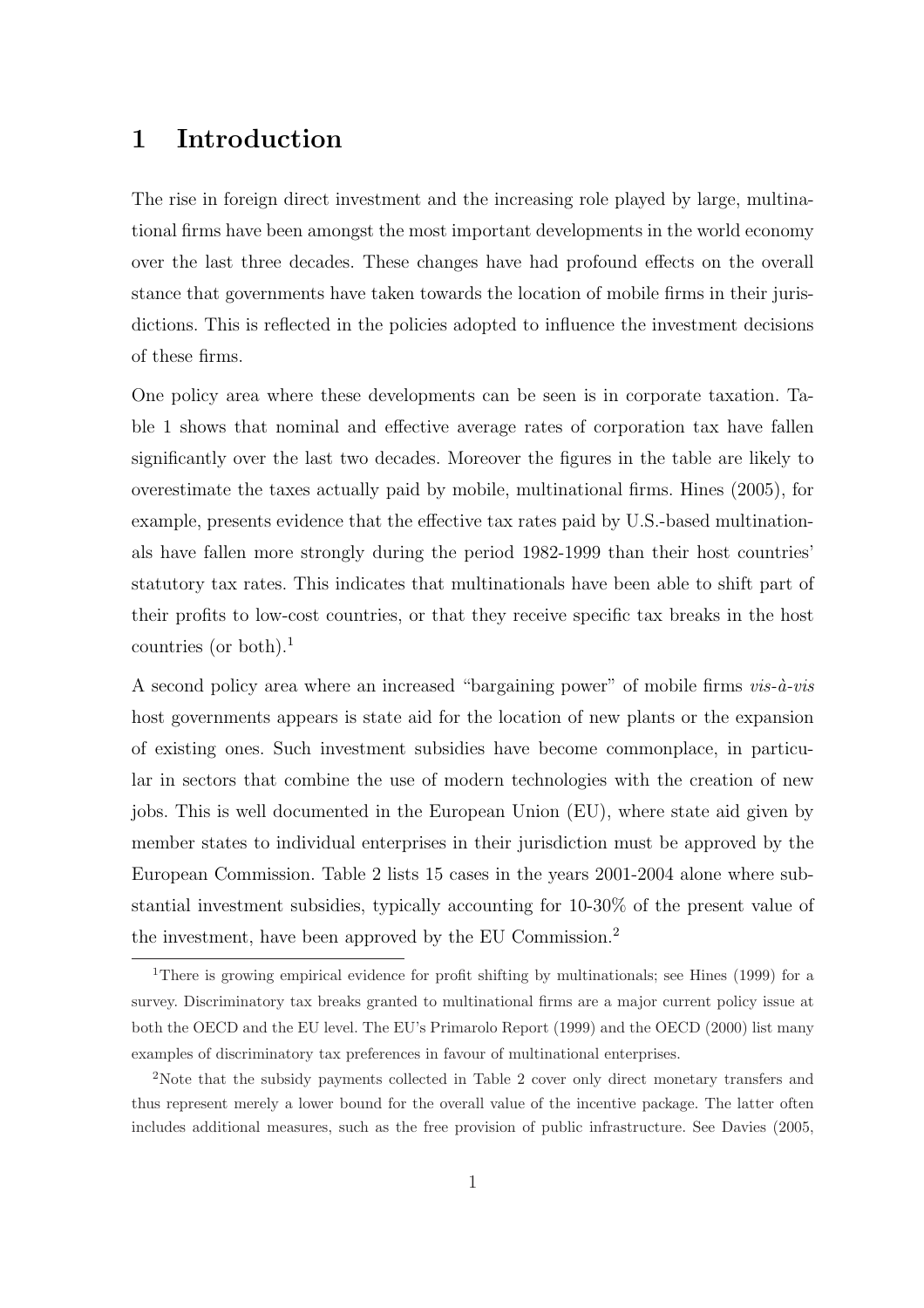# 1 Introduction

The rise in foreign direct investment and the increasing role played by large, multinational firms have been amongst the most important developments in the world economy over the last three decades. These changes have had profound effects on the overall stance that governments have taken towards the location of mobile firms in their jurisdictions. This is reflected in the policies adopted to influence the investment decisions of these firms.

One policy area where these developments can be seen is in corporate taxation. Table 1 shows that nominal and effective average rates of corporation tax have fallen significantly over the last two decades. Moreover the figures in the table are likely to overestimate the taxes actually paid by mobile, multinational firms. Hines (2005), for example, presents evidence that the effective tax rates paid by U.S.-based multinationals have fallen more strongly during the period 1982-1999 than their host countries' statutory tax rates. This indicates that multinationals have been able to shift part of their profits to low-cost countries, or that they receive specific tax breaks in the host countries (or both).[1]

A second policy area where an increased "bargaining power" of mobile firms *vis-à-vis* host governments appears is state aid for the location of new plants or the expansion of existing ones. Such investment subsidies have become commonplace, in particular in sectors that combine the use of modern technologies with the creation of new jobs. This is well documented in the European Union (EU), where state aid given by member states to individual enterprises in their jurisdiction must be approved by the European Commission. Table 2 lists 15 cases in the years 2001-2004 alone where substantial investment subsidies, typically accounting for 10-30% of the present value of the investment, have been approved by the EU Commission.[2]

[1] There is growing empirical evidence for profit shifting by multinationals; see Hines (1999) for a survey. Discriminatory tax breaks granted to multinational firms are a major current policy issue at both the OECD and the EU level. The EU's Primarolo Report (1999) and the OECD (2000) list many examples of discriminatory tax preferences in favour of multinational enterprises.

[2] Note that the subsidy payments collected in Table 2 cover only direct monetary transfers and thus represent merely a lower bound for the overall value of the incentive package. The latter often includes additional measures, such as the free provision of public infrastructure. See Davies (2005,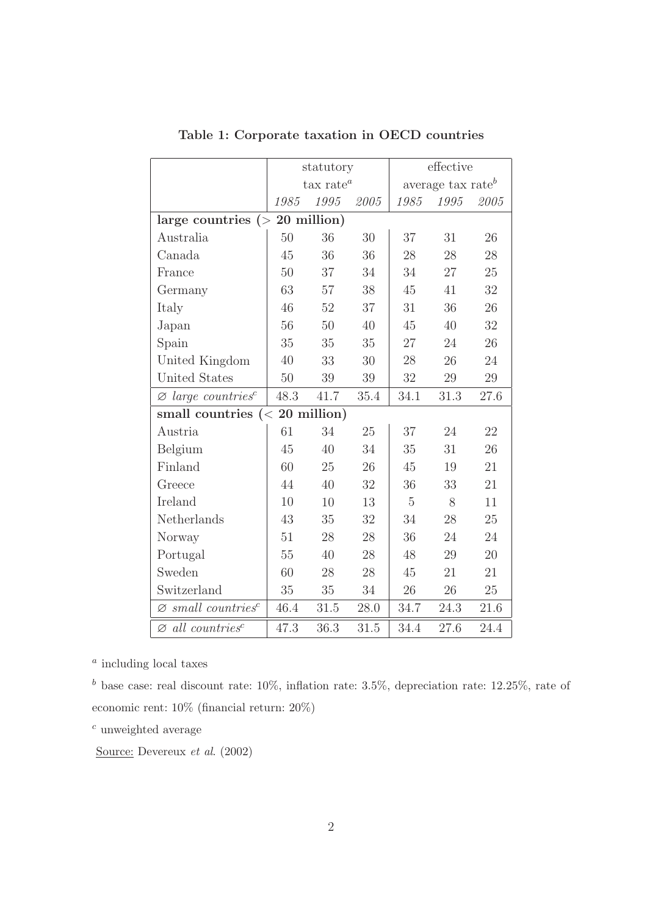**Table 1: Corporate taxation in OECD countries**

| | statutory tax rate[a] | | | effective average tax rate[b] | | |
|---|---|---|---|---|---|---|
| | *1985* | *1995* | *2005* | *1985* | *1995* | *2005* |
| **large countries (> 20 million)** | | | | | | |
| Australia | 50 | 36 | 30 | 37 | 31 | 26 |
| Canada | 45 | 36 | 36 | 28 | 28 | 28 |
| France | 50 | 37 | 34 | 34 | 27 | 25 |
| Germany | 63 | 57 | 38 | 45 | 41 | 32 |
| Italy | 46 | 52 | 37 | 31 | 36 | 26 |
| Japan | 56 | 50 | 40 | 45 | 40 | 32 |
| Spain | 35 | 35 | 35 | 27 | 24 | 26 |
| United Kingdom | 40 | 33 | 30 | 28 | 26 | 24 |
| United States | 50 | 39 | 39 | 32 | 29 | 29 |
| ∅ *large countries*[c] | 48.3 | 41.7 | 35.4 | 34.1 | 31.3 | 27.6 |
| **small countries (< 20 million)** | | | | | | |
| Austria | 61 | 34 | 25 | 37 | 24 | 22 |
| Belgium | 45 | 40 | 34 | 35 | 31 | 26 |
| Finland | 60 | 25 | 26 | 45 | 19 | 21 |
| Greece | 44 | 40 | 32 | 36 | 33 | 21 |
| Ireland | 10 | 10 | 13 | 5 | 8 | 11 |
| Netherlands | 43 | 35 | 32 | 34 | 28 | 25 |
| Norway | 51 | 28 | 28 | 36 | 24 | 24 |
| Portugal | 55 | 40 | 28 | 48 | 29 | 20 |
| Sweden | 60 | 28 | 28 | 45 | 21 | 21 |
| Switzerland | 35 | 35 | 34 | 26 | 26 | 25 |
| ∅ *small countries*[c] | 46.4 | 31.5 | 28.0 | 34.7 | 24.3 | 21.6 |
| ∅ *all countries*[c] | 47.3 | 36.3 | 31.5 | 34.4 | 27.6 | 24.4 |

[a] including local taxes

[b] base case: real discount rate: 10%, inflation rate: 3.5%, depreciation rate: 12.25%, rate of economic rent: 10% (financial return: 20%)

[c] unweighted average

Source: Devereux *et al*. (2002)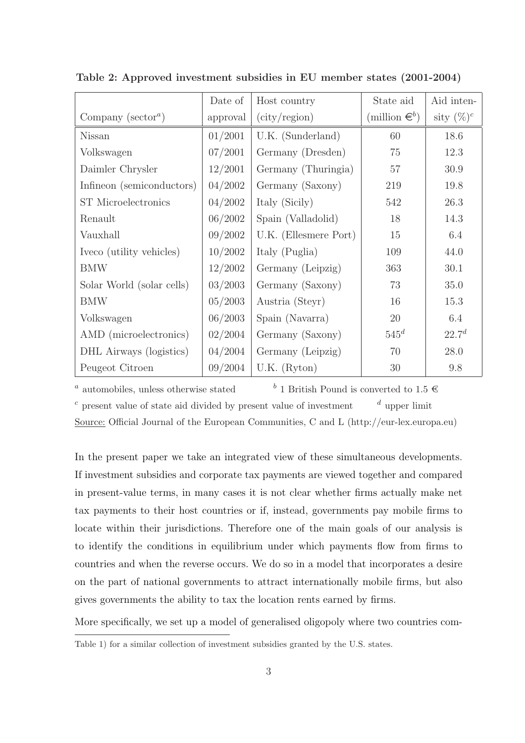**Table 2: Approved investment subsidies in EU member states (2001-2004)**

| Company (sector[a]) | Date of approval | Host country (city/region) | State aid (million €[b]) | Aid intensity (%)[c] |
|---|---|---|---|---|
| Nissan | 01/2001 | U.K. (Sunderland) | 60 | 18.6 |
| Volkswagen | 07/2001 | Germany (Dresden) | 75 | 12.3 |
| Daimler Chrysler | 12/2001 | Germany (Thuringia) | 57 | 30.9 |
| Infineon (semiconductors) | 04/2002 | Germany (Saxony) | 219 | 19.8 |
| ST Microelectronics | 04/2002 | Italy (Sicily) | 542 | 26.3 |
| Renault | 06/2002 | Spain (Valladolid) | 18 | 14.3 |
| Vauxhall | 09/2002 | U.K. (Ellesmere Port) | 15 | 6.4 |
| Iveco (utility vehicles) | 10/2002 | Italy (Puglia) | 109 | 44.0 |
| BMW | 12/2002 | Germany (Leipzig) | 363 | 30.1 |
| Solar World (solar cells) | 03/2003 | Germany (Saxony) | 73 | 35.0 |
| BMW | 05/2003 | Austria (Steyr) | 16 | 15.3 |
| Volkswagen | 06/2003 | Spain (Navarra) | 20 | 6.4 |
| AMD (microelectronics) | 02/2004 | Germany (Saxony) | 545[d] | 22.7[d] |
| DHL Airways (logistics) | 04/2004 | Germany (Leipzig) | 70 | 28.0 |
| Peugeot Citroen | 09/2004 | U.K. (Ryton) | 30 | 9.8 |

[a] automobiles, unless otherwise stated [b] 1 British Pound is converted to 1.5 €

[c] present value of state aid divided by present value of investment [d] upper limit

Source: Official Journal of the European Communities, C and L (http://eur-lex.europa.eu)

In the present paper we take an integrated view of these simultaneous developments. If investment subsidies and corporate tax payments are viewed together and compared in present-value terms, in many cases it is not clear whether firms actually make net tax payments to their host countries or if, instead, governments pay mobile firms to locate within their jurisdictions. Therefore one of the main goals of our analysis is to identify the conditions in equilibrium under which payments flow from firms to countries and when the reverse occurs. We do so in a model that incorporates a desire on the part of national governments to attract internationally mobile firms, but also gives governments the ability to tax the location rents earned by firms.

More specifically, we set up a model of generalised oligopoly where two countries com-

Table 1) for a similar collection of investment subsidies granted by the U.S. states.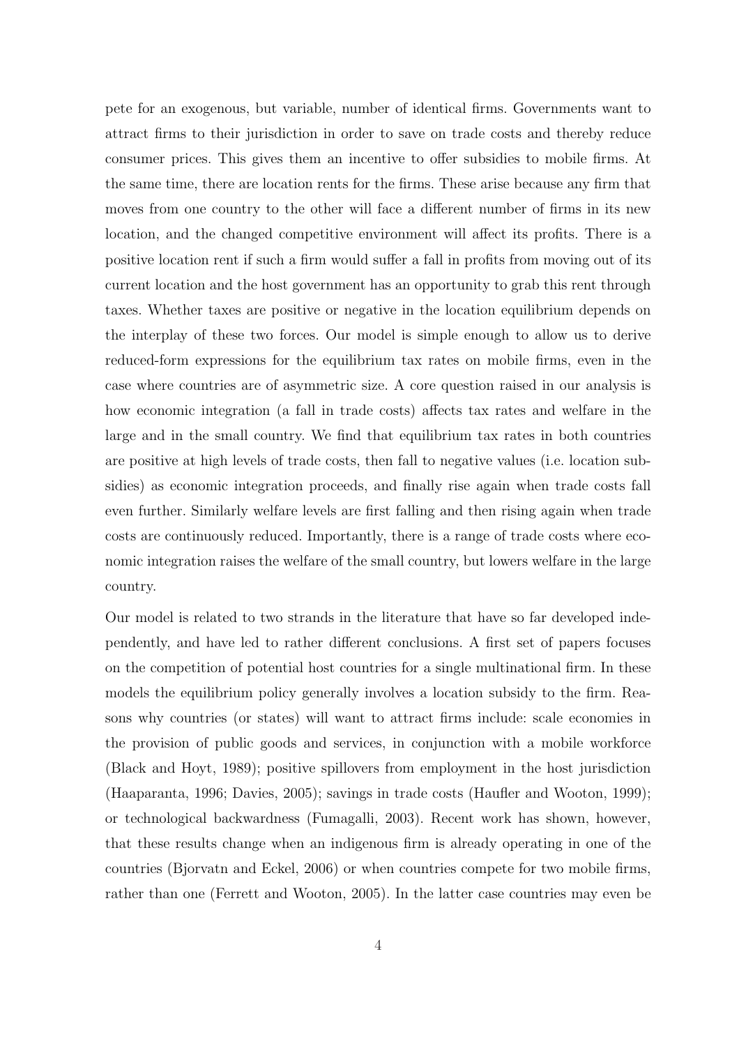pete for an exogenous, but variable, number of identical firms. Governments want to attract firms to their jurisdiction in order to save on trade costs and thereby reduce consumer prices. This gives them an incentive to offer subsidies to mobile firms. At the same time, there are location rents for the firms. These arise because any firm that moves from one country to the other will face a different number of firms in its new location, and the changed competitive environment will affect its profits. There is a positive location rent if such a firm would suffer a fall in profits from moving out of its current location and the host government has an opportunity to grab this rent through taxes. Whether taxes are positive or negative in the location equilibrium depends on the interplay of these two forces. Our model is simple enough to allow us to derive reduced-form expressions for the equilibrium tax rates on mobile firms, even in the case where countries are of asymmetric size. A core question raised in our analysis is how economic integration (a fall in trade costs) affects tax rates and welfare in the large and in the small country. We find that equilibrium tax rates in both countries are positive at high levels of trade costs, then fall to negative values (i.e. location subsidies) as economic integration proceeds, and finally rise again when trade costs fall even further. Similarly welfare levels are first falling and then rising again when trade costs are continuously reduced. Importantly, there is a range of trade costs where economic integration raises the welfare of the small country, but lowers welfare in the large country.

Our model is related to two strands in the literature that have so far developed independently, and have led to rather different conclusions. A first set of papers focuses on the competition of potential host countries for a single multinational firm. In these models the equilibrium policy generally involves a location subsidy to the firm. Reasons why countries (or states) will want to attract firms include: scale economies in the provision of public goods and services, in conjunction with a mobile workforce (Black and Hoyt, 1989); positive spillovers from employment in the host jurisdiction (Haaparanta, 1996; Davies, 2005); savings in trade costs (Haufler and Wooton, 1999); or technological backwardness (Fumagalli, 2003). Recent work has shown, however, that these results change when an indigenous firm is already operating in one of the countries (Bjorvatn and Eckel, 2006) or when countries compete for two mobile firms, rather than one (Ferrett and Wooton, 2005). In the latter case countries may even be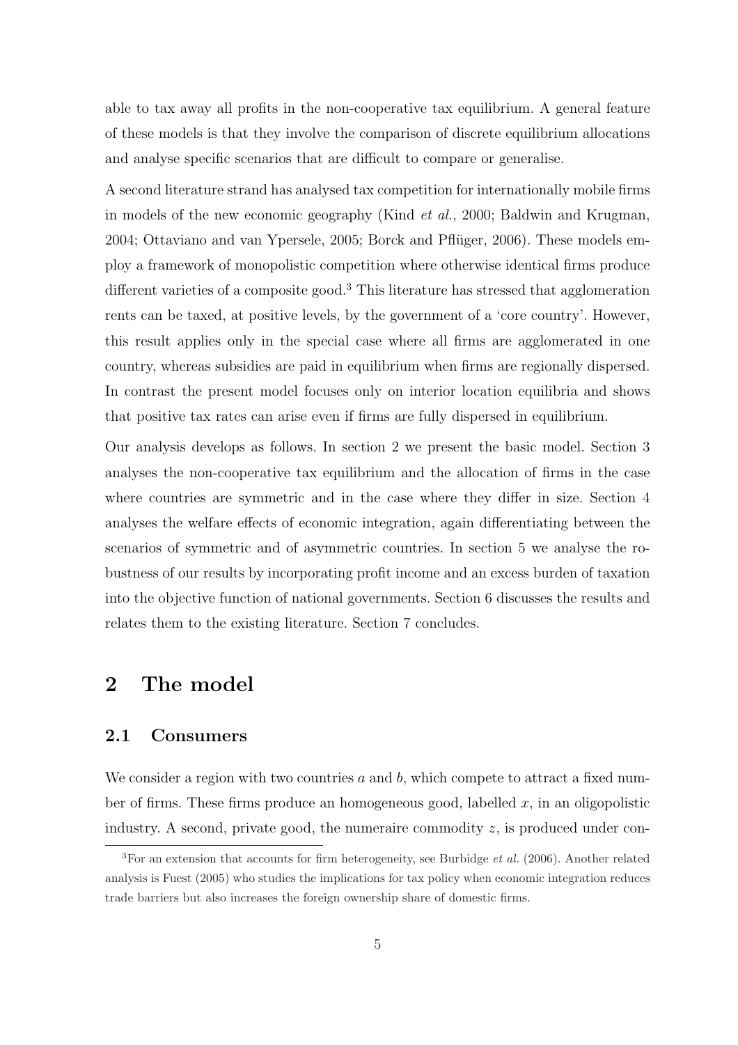able to tax away all profits in the non-cooperative tax equilibrium. A general feature of these models is that they involve the comparison of discrete equilibrium allocations and analyse specific scenarios that are difficult to compare or generalise.

A second literature strand has analysed tax competition for internationally mobile firms in models of the new economic geography (Kind *et al.*, 2000; Baldwin and Krugman, 2004; Ottaviano and van Ypersele, 2005; Borck and Pflüger, 2006). These models employ a framework of monopolistic competition where otherwise identical firms produce different varieties of a composite good.[3] This literature has stressed that agglomeration rents can be taxed, at positive levels, by the government of a 'core country'. However, this result applies only in the special case where all firms are agglomerated in one country, whereas subsidies are paid in equilibrium when firms are regionally dispersed. In contrast the present model focuses only on interior location equilibria and shows that positive tax rates can arise even if firms are fully dispersed in equilibrium.

Our analysis develops as follows. In section 2 we present the basic model. Section 3 analyses the non-cooperative tax equilibrium and the allocation of firms in the case where countries are symmetric and in the case where they differ in size. Section 4 analyses the welfare effects of economic integration, again differentiating between the scenarios of symmetric and of asymmetric countries. In section 5 we analyse the robustness of our results by incorporating profit income and an excess burden of taxation into the objective function of national governments. Section 6 discusses the results and relates them to the existing literature. Section 7 concludes.

# 2 The model

## 2.1 Consumers

We consider a region with two countries $a$ and $b$, which compete to attract a fixed number of firms. These firms produce an homogeneous good, labelled $x$, in an oligopolistic industry. A second, private good, the numeraire commodity $z$, is produced under con-

[3] For an extension that accounts for firm heterogeneity, see Burbidge *et al.* (2006). Another related analysis is Fuest (2005) who studies the implications for tax policy when economic integration reduces trade barriers but also increases the foreign ownership share of domestic firms.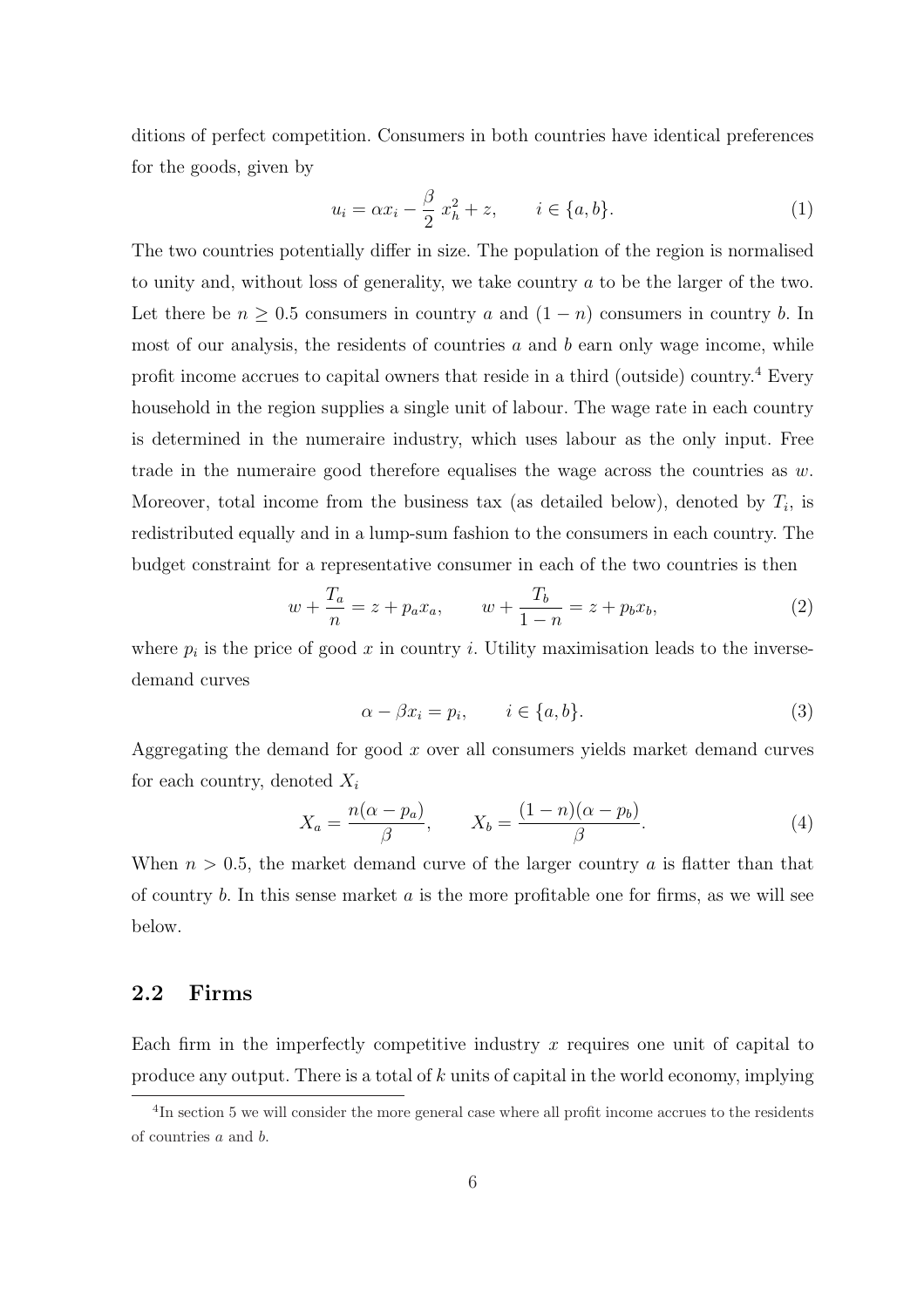ditions of perfect competition. Consumers in both countries have identical preferences for the goods, given by

$$u_i = \alpha x_i - \frac{\beta}{2}\, x_h^2 + z, \qquad i \in \{a, b\}. \tag{1}$$

The two countries potentially differ in size. The population of the region is normalised to unity and, without loss of generality, we take country $a$ to be the larger of the two. Let there be $n \geq 0.5$ consumers in country $a$ and $(1-n)$ consumers in country $b$. In most of our analysis, the residents of countries $a$ and $b$ earn only wage income, while profit income accrues to capital owners that reside in a third (outside) country.[4] Every household in the region supplies a single unit of labour. The wage rate in each country is determined in the numeraire industry, which uses labour as the only input. Free trade in the numeraire good therefore equalises the wage across the countries as $w$. Moreover, total income from the business tax (as detailed below), denoted by $T_i$, is redistributed equally and in a lump-sum fashion to the consumers in each country. The budget constraint for a representative consumer in each of the two countries is then

$$w + \frac{T_a}{n} = z + p_a x_a, \qquad w + \frac{T_b}{1-n} = z + p_b x_b, \tag{2}$$

where $p_i$ is the price of good $x$ in country $i$. Utility maximisation leads to the inverse-demand curves

$$\alpha - \beta x_i = p_i, \qquad i \in \{a, b\}. \tag{3}$$

Aggregating the demand for good $x$ over all consumers yields market demand curves for each country, denoted $X_i$

$$X_a = \frac{n(\alpha - p_a)}{\beta}, \qquad X_b = \frac{(1-n)(\alpha - p_b)}{\beta}. \tag{4}$$

When $n > 0.5$, the market demand curve of the larger country $a$ is flatter than that of country $b$. In this sense market $a$ is the more profitable one for firms, as we will see below.

## 2.2 Firms

Each firm in the imperfectly competitive industry $x$ requires one unit of capital to produce any output. There is a total of $k$ units of capital in the world economy, implying

[4] In section 5 we will consider the more general case where all profit income accrues to the residents of countries $a$ and $b$.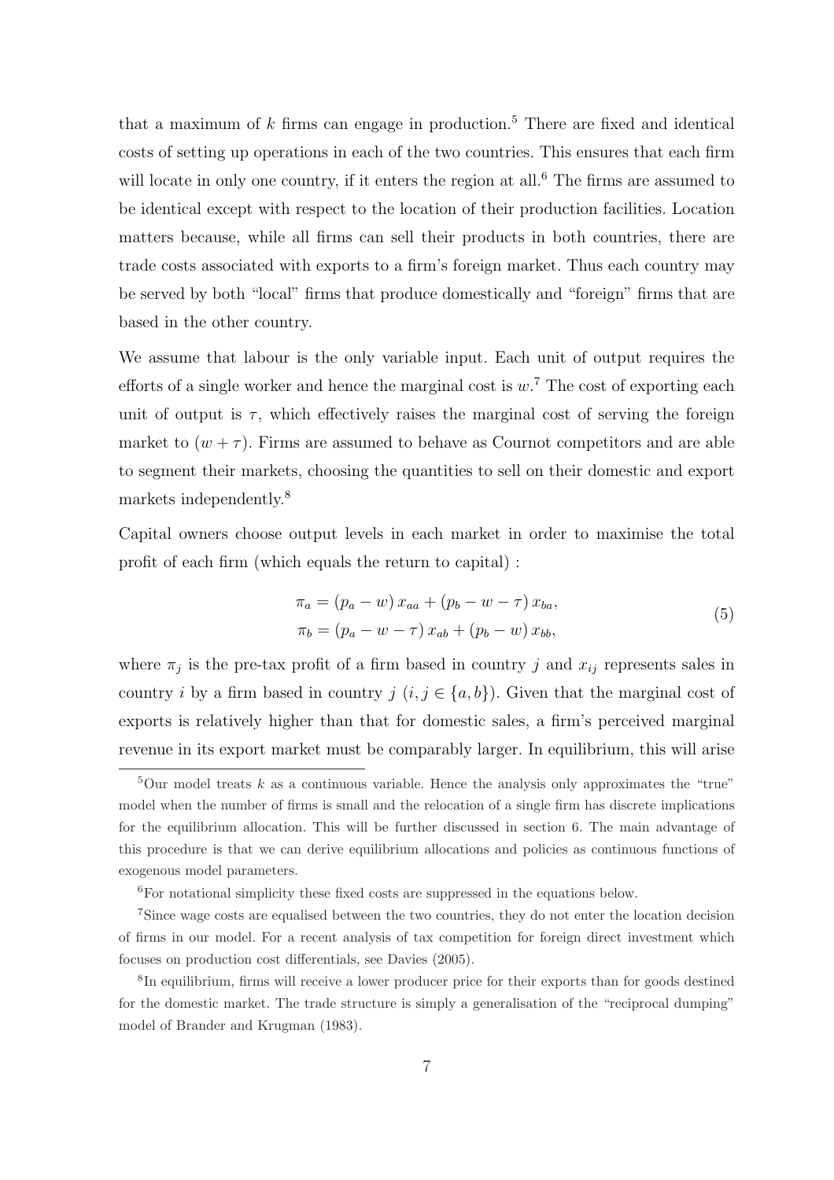that a maximum of $k$ firms can engage in production.[5] There are fixed and identical costs of setting up operations in each of the two countries. This ensures that each firm will locate in only one country, if it enters the region at all.[6] The firms are assumed to be identical except with respect to the location of their production facilities. Location matters because, while all firms can sell their products in both countries, there are trade costs associated with exports to a firm's foreign market. Thus each country may be served by both "local" firms that produce domestically and "foreign" firms that are based in the other country.

We assume that labour is the only variable input. Each unit of output requires the efforts of a single worker and hence the marginal cost is $w$.[7] The cost of exporting each unit of output is $\tau$, which effectively raises the marginal cost of serving the foreign market to $(w + \tau)$. Firms are assumed to behave as Cournot competitors and are able to segment their markets, choosing the quantities to sell on their domestic and export markets independently.[8]

Capital owners choose output levels in each market in order to maximise the total profit of each firm (which equals the return to capital) :

$$
\begin{aligned}
\pi_a &= (p_a - w)\, x_{aa} + (p_b - w - \tau)\, x_{ba}, \\
\pi_b &= (p_a - w - \tau)\, x_{ab} + (p_b - w)\, x_{bb},
\end{aligned}
\tag{5}
$$

where $\pi_j$ is the pre-tax profit of a firm based in country $j$ and $x_{ij}$ represents sales in country $i$ by a firm based in country $j$ $(i, j \in \{a, b\})$. Given that the marginal cost of exports is relatively higher than that for domestic sales, a firm's perceived marginal revenue in its export market must be comparably larger. In equilibrium, this will arise

[5] Our model treats $k$ as a continuous variable. Hence the analysis only approximates the "true" model when the number of firms is small and the relocation of a single firm has discrete implications for the equilibrium allocation. This will be further discussed in section 6. The main advantage of this procedure is that we can derive equilibrium allocations and policies as continuous functions of exogenous model parameters.

[6] For notational simplicity these fixed costs are suppressed in the equations below.

[7] Since wage costs are equalised between the two countries, they do not enter the location decision of firms in our model. For a recent analysis of tax competition for foreign direct investment which focuses on production cost differentials, see Davies (2005).

[8] In equilibrium, firms will receive a lower producer price for their exports than for goods destined for the domestic market. The trade structure is simply a generalisation of the "reciprocal dumping" model of Brander and Krugman (1983).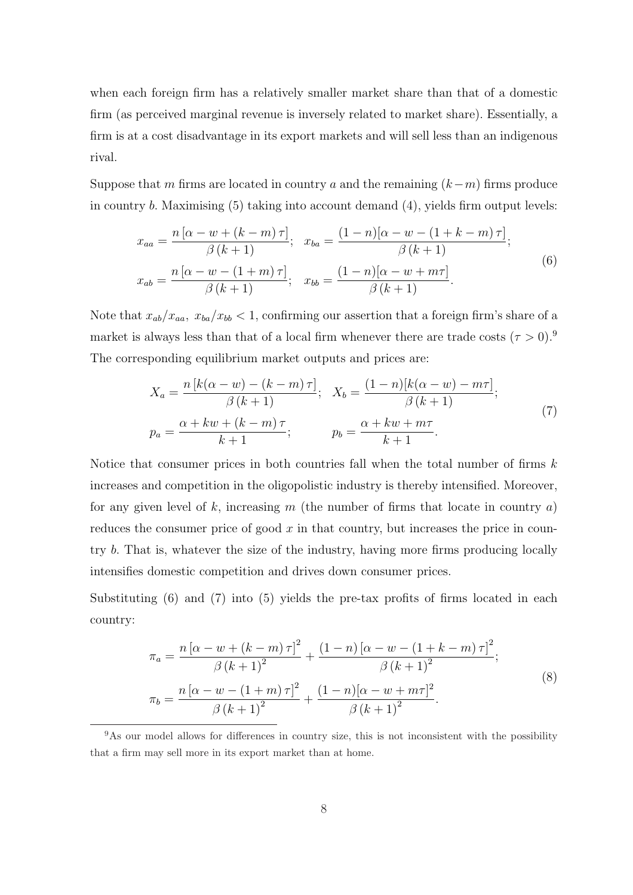when each foreign firm has a relatively smaller market share than that of a domestic firm (as perceived marginal revenue is inversely related to market share). Essentially, a firm is at a cost disadvantage in its export markets and will sell less than an indigenous rival.

Suppose that $m$ firms are located in country $a$ and the remaining $(k-m)$ firms produce in country $b$. Maximising (5) taking into account demand (4), yields firm output levels:

$$
\begin{aligned}
x_{aa} &= \frac{n\left[\alpha - w + (k-m)\,\tau\right]}{\beta\,(k+1)}; \quad x_{ba} = \frac{(1-n)[\alpha - w - (1+k-m)\,\tau]}{\beta\,(k+1)}; \\
x_{ab} &= \frac{n\left[\alpha - w - (1+m)\,\tau\right]}{\beta\,(k+1)}; \quad x_{bb} = \frac{(1-n)[\alpha - w + m\tau]}{\beta\,(k+1)}.
\end{aligned}
\tag{6}
$$

Note that $x_{ab}/x_{aa},\ x_{ba}/x_{bb} < 1$, confirming our assertion that a foreign firm's share of a market is always less than that of a local firm whenever there are trade costs ($\tau > 0$).[9] The corresponding equilibrium market outputs and prices are:

$$
\begin{aligned}
X_a &= \frac{n\left[k(\alpha - w) - (k-m)\,\tau\right]}{\beta\,(k+1)}; \quad X_b = \frac{(1-n)[k(\alpha - w) - m\tau]}{\beta\,(k+1)}; \\
p_a &= \frac{\alpha + kw + (k-m)\,\tau}{k+1}; \qquad\quad p_b = \frac{\alpha + kw + m\tau}{k+1}.
\end{aligned}
\tag{7}
$$

Notice that consumer prices in both countries fall when the total number of firms $k$ increases and competition in the oligopolistic industry is thereby intensified. Moreover, for any given level of $k$, increasing $m$ (the number of firms that locate in country $a$) reduces the consumer price of good $x$ in that country, but increases the price in country $b$. That is, whatever the size of the industry, having more firms producing locally intensifies domestic competition and drives down consumer prices.

Substituting (6) and (7) into (5) yields the pre-tax profits of firms located in each country:

$$
\begin{aligned}
\pi_a &= \frac{n\left[\alpha - w + (k-m)\,\tau\right]^2}{\beta\,(k+1)^2} + \frac{(1-n)\left[\alpha - w - (1+k-m)\,\tau\right]^2}{\beta\,(k+1)^2}; \\
\pi_b &= \frac{n\left[\alpha - w - (1+m)\,\tau\right]^2}{\beta\,(k+1)^2} + \frac{(1-n)[\alpha - w + m\tau]^2}{\beta\,(k+1)^2}.
\end{aligned}
\tag{8}
$$

[9] As our model allows for differences in country size, this is not inconsistent with the possibility that a firm may sell more in its export market than at home.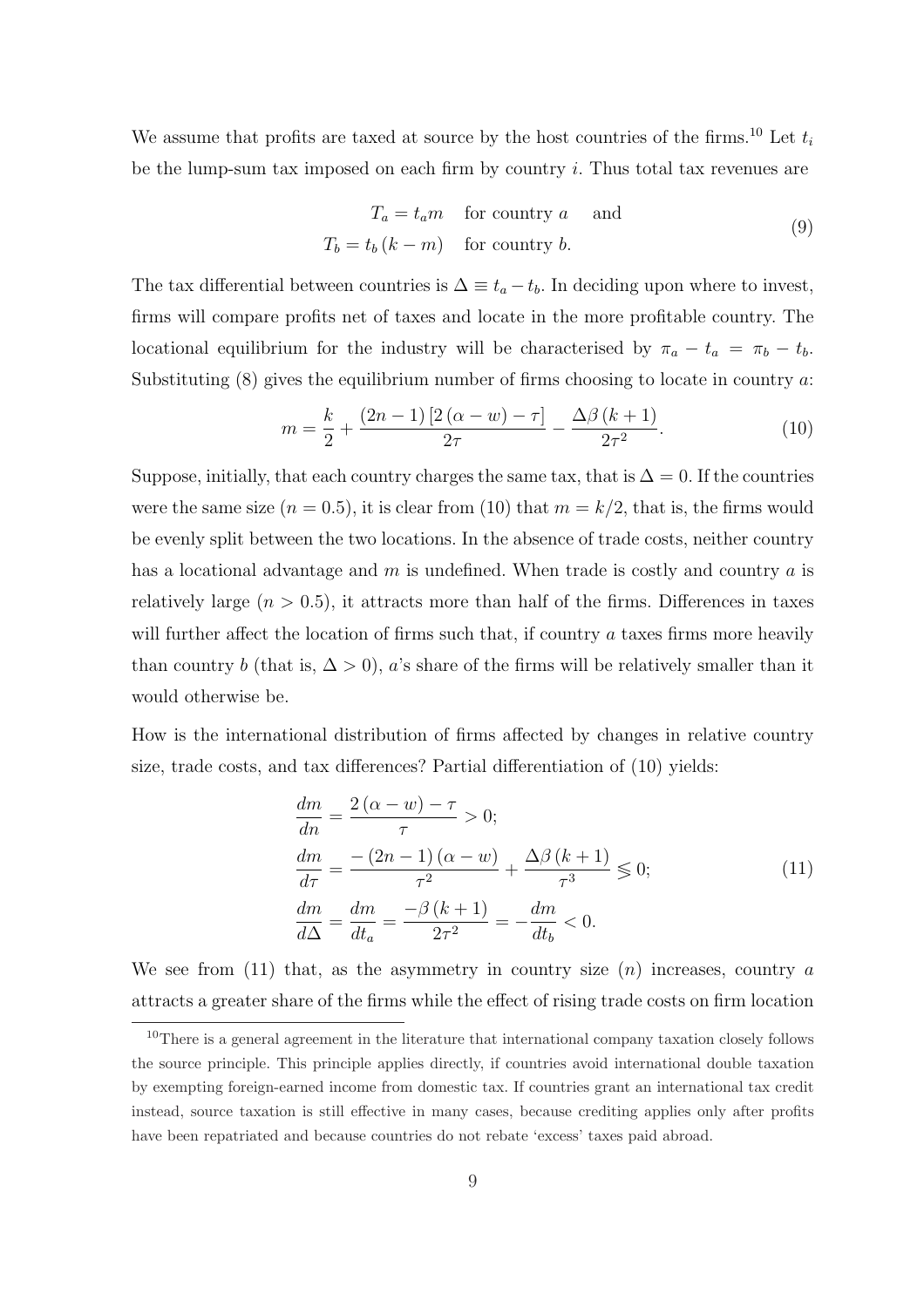We assume that profits are taxed at source by the host countries of the firms.[10] Let $t_i$ be the lump-sum tax imposed on each firm by country $i$. Thus total tax revenues are

$$
\begin{aligned}
T_a &= t_a m \quad \text{for country } a \quad \text{and} \\
T_b &= t_b (k - m) \quad \text{for country } b.
\end{aligned}
\tag{9}
$$

The tax differential between countries is $\Delta \equiv t_a - t_b$. In deciding upon where to invest, firms will compare profits net of taxes and locate in the more profitable country. The locational equilibrium for the industry will be characterised by $\pi_a - t_a = \pi_b - t_b$. Substituting (8) gives the equilibrium number of firms choosing to locate in country $a$:

$$
m = \frac{k}{2} + \frac{(2n-1)\left[2(\alpha - w) - \tau\right]}{2\tau} - \frac{\Delta \beta (k+1)}{2\tau^2}. \tag{10}
$$

Suppose, initially, that each country charges the same tax, that is $\Delta = 0$. If the countries were the same size ($n = 0.5$), it is clear from (10) that $m = k/2$, that is, the firms would be evenly split between the two locations. In the absence of trade costs, neither country has a locational advantage and $m$ is undefined. When trade is costly and country $a$ is relatively large ($n > 0.5$), it attracts more than half of the firms. Differences in taxes will further affect the location of firms such that, if country $a$ taxes firms more heavily than country $b$ (that is, $\Delta > 0$), $a$'s share of the firms will be relatively smaller than it would otherwise be.

How is the international distribution of firms affected by changes in relative country size, trade costs, and tax differences? Partial differentiation of (10) yields:

$$
\begin{aligned}
\frac{dm}{dn} &= \frac{2(\alpha - w) - \tau}{\tau} > 0; \\
\frac{dm}{d\tau} &= \frac{-(2n-1)(\alpha - w)}{\tau^2} + \frac{\Delta \beta (k+1)}{\tau^3} \lesseqgtr 0; \\
\frac{dm}{d\Delta} &= \frac{dm}{dt_a} = \frac{-\beta (k+1)}{2\tau^2} = -\frac{dm}{dt_b} < 0.
\end{aligned}
\tag{11}
$$

We see from (11) that, as the asymmetry in country size ($n$) increases, country $a$ attracts a greater share of the firms while the effect of rising trade costs on firm location

[10] There is a general agreement in the literature that international company taxation closely follows the source principle. This principle applies directly, if countries avoid international double taxation by exempting foreign-earned income from domestic tax. If countries grant an international tax credit instead, source taxation is still effective in many cases, because crediting applies only after profits have been repatriated and because countries do not rebate 'excess' taxes paid abroad.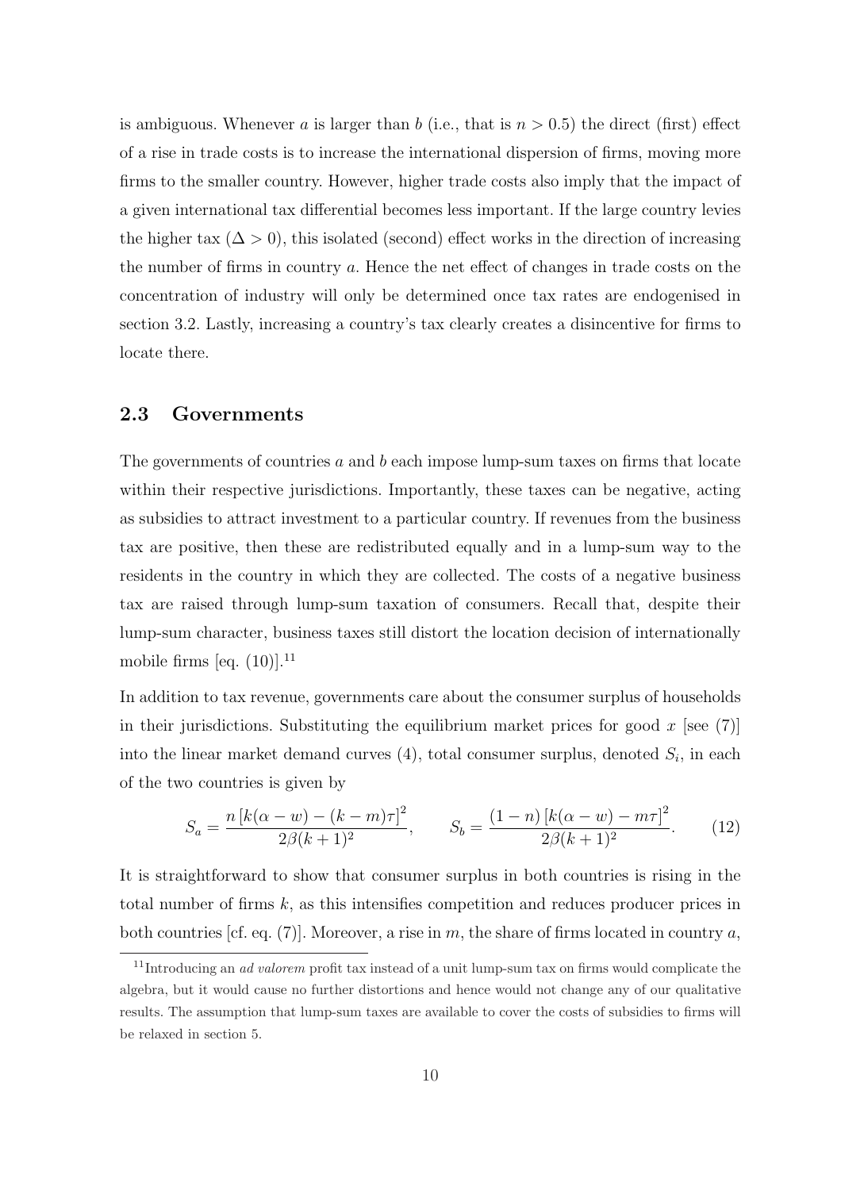is ambiguous. Whenever $a$ is larger than $b$ (i.e., that is $n > 0.5$) the direct (first) effect of a rise in trade costs is to increase the international dispersion of firms, moving more firms to the smaller country. However, higher trade costs also imply that the impact of a given international tax differential becomes less important. If the large country levies the higher tax ($\Delta > 0$), this isolated (second) effect works in the direction of increasing the number of firms in country $a$. Hence the net effect of changes in trade costs on the concentration of industry will only be determined once tax rates are endogenised in section 3.2. Lastly, increasing a country's tax clearly creates a disincentive for firms to locate there.

## 2.3 Governments

The governments of countries $a$ and $b$ each impose lump-sum taxes on firms that locate within their respective jurisdictions. Importantly, these taxes can be negative, acting as subsidies to attract investment to a particular country. If revenues from the business tax are positive, then these are redistributed equally and in a lump-sum way to the residents in the country in which they are collected. The costs of a negative business tax are raised through lump-sum taxation of consumers. Recall that, despite their lump-sum character, business taxes still distort the location decision of internationally mobile firms [eq. (10)].[11]

In addition to tax revenue, governments care about the consumer surplus of households in their jurisdictions. Substituting the equilibrium market prices for good $x$ [see (7)] into the linear market demand curves (4), total consumer surplus, denoted $S_i$, in each of the two countries is given by

$$S_a = \frac{n\,[k(\alpha - w) - (k - m)\tau]^2}{2\beta(k+1)^2}, \qquad S_b = \frac{(1-n)\,[k(\alpha - w) - m\tau]^2}{2\beta(k+1)^2}. \tag{12}$$

It is straightforward to show that consumer surplus in both countries is rising in the total number of firms $k$, as this intensifies competition and reduces producer prices in both countries [cf. eq. (7)]. Moreover, a rise in $m$, the share of firms located in country $a$,

[11] Introducing an *ad valorem* profit tax instead of a unit lump-sum tax on firms would complicate the algebra, but it would cause no further distortions and hence would not change any of our qualitative results. The assumption that lump-sum taxes are available to cover the costs of subsidies to firms will be relaxed in section 5.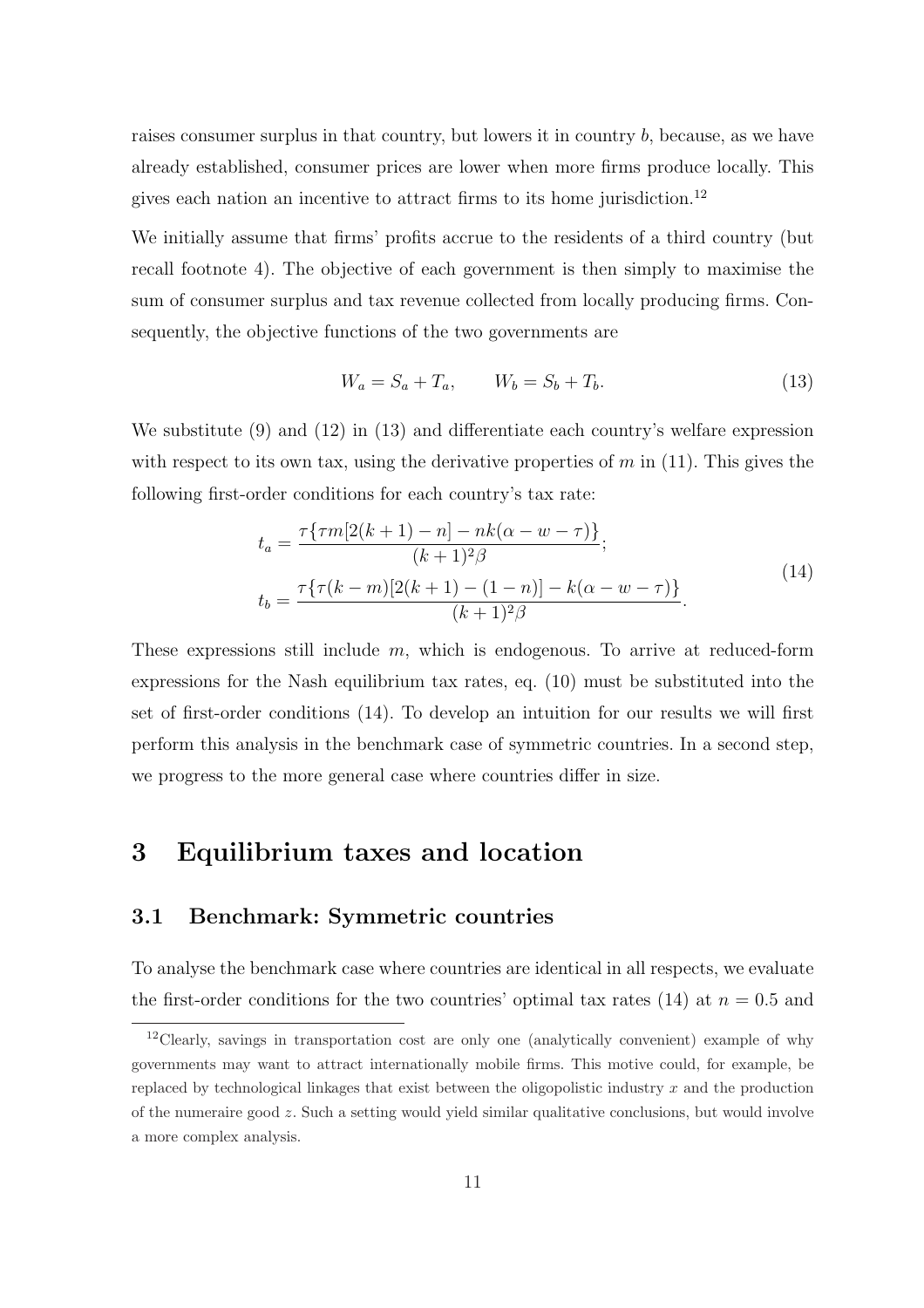raises consumer surplus in that country, but lowers it in country $b$, because, as we have already established, consumer prices are lower when more firms produce locally. This gives each nation an incentive to attract firms to its home jurisdiction.[12]

We initially assume that firms' profits accrue to the residents of a third country (but recall footnote 4). The objective of each government is then simply to maximise the sum of consumer surplus and tax revenue collected from locally producing firms. Consequently, the objective functions of the two governments are

$$W_a = S_a + T_a, \qquad W_b = S_b + T_b. \tag{13}$$

We substitute (9) and (12) in (13) and differentiate each country's welfare expression with respect to its own tax, using the derivative properties of $m$ in (11). This gives the following first-order conditions for each country's tax rate:

$$\begin{aligned} t_a &= \frac{\tau\{\tau m[2(k+1) - n] - nk(\alpha - w - \tau)\}}{(k+1)^2\beta}; \\ t_b &= \frac{\tau\{\tau(k-m)[2(k+1) - (1-n)] - k(\alpha - w - \tau)\}}{(k+1)^2\beta}. \end{aligned} \tag{14}$$

These expressions still include $m$, which is endogenous. To arrive at reduced-form expressions for the Nash equilibrium tax rates, eq. (10) must be substituted into the set of first-order conditions (14). To develop an intuition for our results we will first perform this analysis in the benchmark case of symmetric countries. In a second step, we progress to the more general case where countries differ in size.

# 3 Equilibrium taxes and location

## 3.1 Benchmark: Symmetric countries

To analyse the benchmark case where countries are identical in all respects, we evaluate the first-order conditions for the two countries' optimal tax rates (14) at $n = 0.5$ and

[12] Clearly, savings in transportation cost are only one (analytically convenient) example of why governments may want to attract internationally mobile firms. This motive could, for example, be replaced by technological linkages that exist between the oligopolistic industry $x$ and the production of the numeraire good $z$. Such a setting would yield similar qualitative conclusions, but would involve a more complex analysis.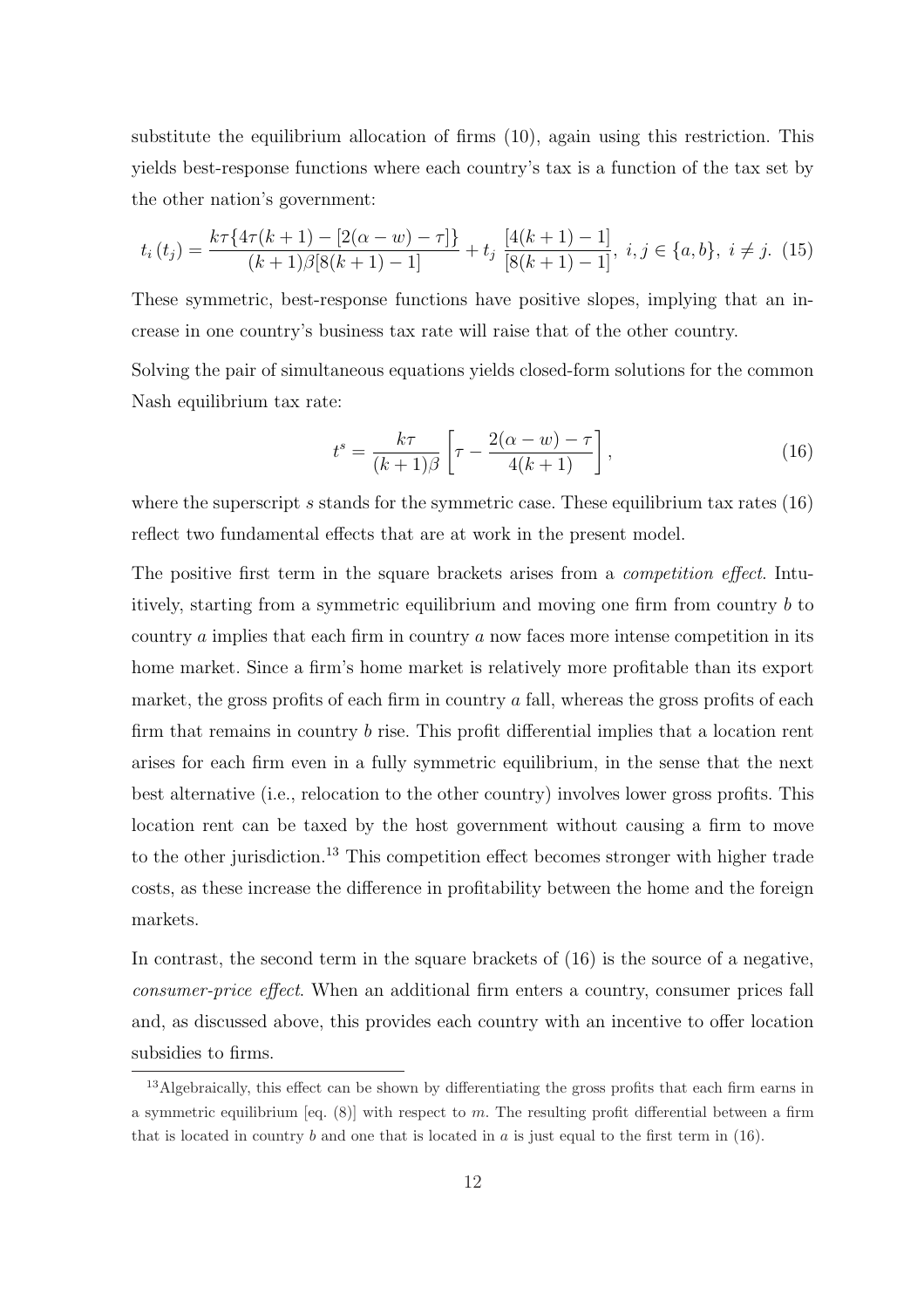substitute the equilibrium allocation of firms (10), again using this restriction. This yields best-response functions where each country's tax is a function of the tax set by the other nation's government:

$$t_i\,(t_j) = \frac{k\tau\{4\tau(k+1) - [2(\alpha - w) - \tau]\}}{(k+1)\beta[8(k+1)-1]} + t_j \; \frac{[4(k+1)-1]}{[8(k+1)-1]}, \; i, j \in \{a, b\}, \; i \neq j. \quad (15)$$

These symmetric, best-response functions have positive slopes, implying that an increase in one country's business tax rate will raise that of the other country.

Solving the pair of simultaneous equations yields closed-form solutions for the common Nash equilibrium tax rate:

$$t^s = \frac{k\tau}{(k+1)\beta}\left[\tau - \frac{2(\alpha - w) - \tau}{4(k+1)}\right], \quad (16)$$

where the superscript $s$ stands for the symmetric case. These equilibrium tax rates (16) reflect two fundamental effects that are at work in the present model.

The positive first term in the square brackets arises from a *competition effect*. Intuitively, starting from a symmetric equilibrium and moving one firm from country $b$ to country $a$ implies that each firm in country $a$ now faces more intense competition in its home market. Since a firm's home market is relatively more profitable than its export market, the gross profits of each firm in country $a$ fall, whereas the gross profits of each firm that remains in country $b$ rise. This profit differential implies that a location rent arises for each firm even in a fully symmetric equilibrium, in the sense that the next best alternative (i.e., relocation to the other country) involves lower gross profits. This location rent can be taxed by the host government without causing a firm to move to the other jurisdiction.[13] This competition effect becomes stronger with higher trade costs, as these increase the difference in profitability between the home and the foreign markets.

In contrast, the second term in the square brackets of (16) is the source of a negative, *consumer-price effect*. When an additional firm enters a country, consumer prices fall and, as discussed above, this provides each country with an incentive to offer location subsidies to firms.

[13] Algebraically, this effect can be shown by differentiating the gross profits that each firm earns in a symmetric equilibrium [eq. (8)] with respect to $m$. The resulting profit differential between a firm that is located in country $b$ and one that is located in $a$ is just equal to the first term in (16).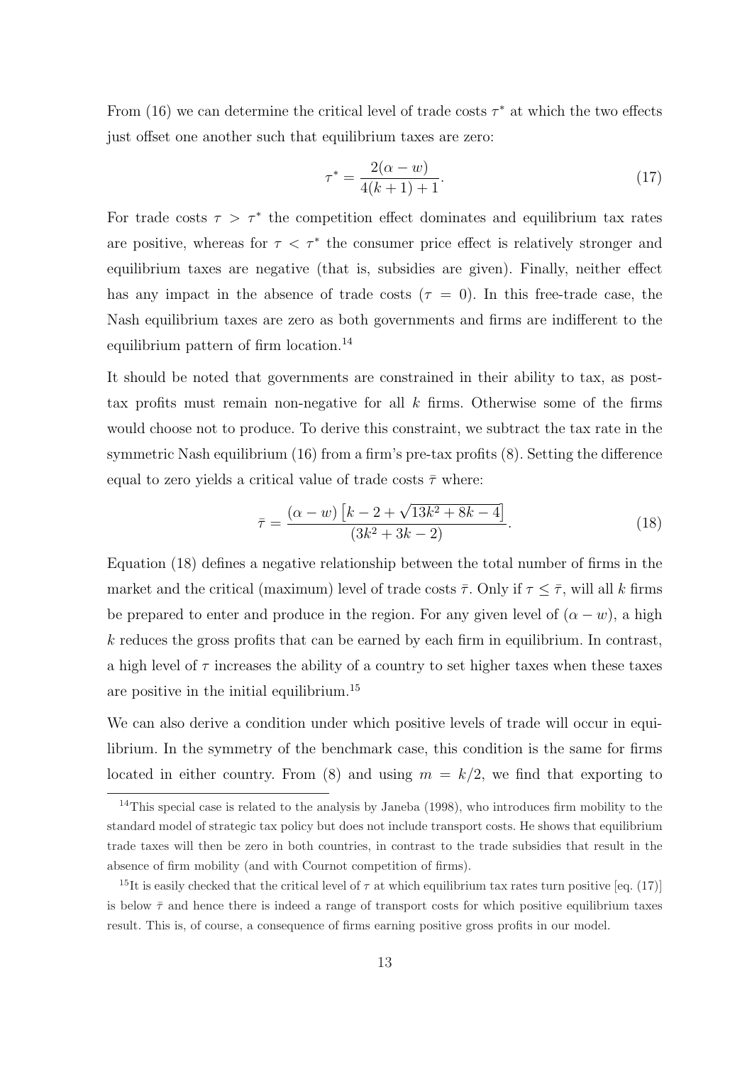From (16) we can determine the critical level of trade costs $\tau^*$ at which the two effects just offset one another such that equilibrium taxes are zero:

$$\tau^* = \frac{2(\alpha - w)}{4(k+1)+1}. \tag{17}$$

For trade costs $\tau > \tau^*$ the competition effect dominates and equilibrium tax rates are positive, whereas for $\tau < \tau^*$ the consumer price effect is relatively stronger and equilibrium taxes are negative (that is, subsidies are given). Finally, neither effect has any impact in the absence of trade costs ($\tau = 0$). In this free-trade case, the Nash equilibrium taxes are zero as both governments and firms are indifferent to the equilibrium pattern of firm location.[14]

It should be noted that governments are constrained in their ability to tax, as post-tax profits must remain non-negative for all $k$ firms. Otherwise some of the firms would choose not to produce. To derive this constraint, we subtract the tax rate in the symmetric Nash equilibrium (16) from a firm's pre-tax profits (8). Setting the difference equal to zero yields a critical value of trade costs $\bar{\tau}$ where:

$$\bar{\tau} = \frac{(\alpha - w)\left[k - 2 + \sqrt{13k^2 + 8k - 4}\right]}{(3k^2 + 3k - 2)}. \tag{18}$$

Equation (18) defines a negative relationship between the total number of firms in the market and the critical (maximum) level of trade costs $\bar{\tau}$. Only if $\tau \leq \bar{\tau}$, will all $k$ firms be prepared to enter and produce in the region. For any given level of $(\alpha - w)$, a high $k$ reduces the gross profits that can be earned by each firm in equilibrium. In contrast, a high level of $\tau$ increases the ability of a country to set higher taxes when these taxes are positive in the initial equilibrium.[15]

We can also derive a condition under which positive levels of trade will occur in equilibrium. In the symmetry of the benchmark case, this condition is the same for firms located in either country. From (8) and using $m = k/2$, we find that exporting to

[14] This special case is related to the analysis by Janeba (1998), who introduces firm mobility to the standard model of strategic tax policy but does not include transport costs. He shows that equilibrium trade taxes will then be zero in both countries, in contrast to the trade subsidies that result in the absence of firm mobility (and with Cournot competition of firms).

[15] It is easily checked that the critical level of $\tau$ at which equilibrium tax rates turn positive [eq. (17)] is below $\bar{\tau}$ and hence there is indeed a range of transport costs for which positive equilibrium taxes result. This is, of course, a consequence of firms earning positive gross profits in our model.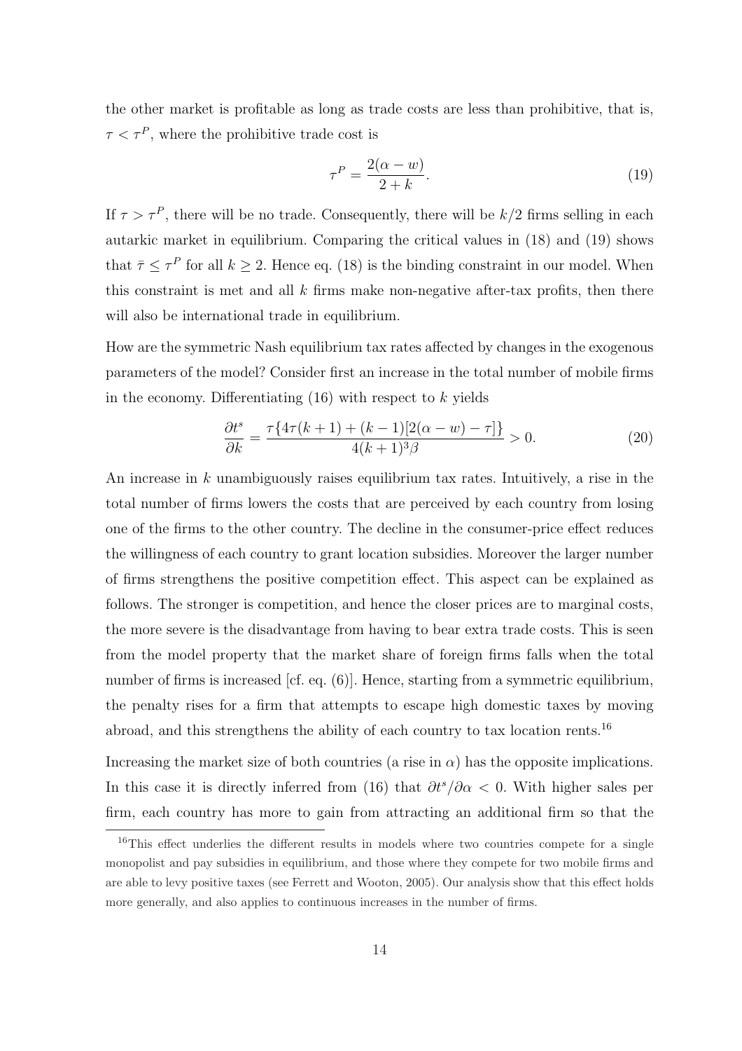the other market is profitable as long as trade costs are less than prohibitive, that is, $\tau < \tau^P$, where the prohibitive trade cost is

$$\tau^P = \frac{2(\alpha - w)}{2 + k}. \tag{19}$$

If $\tau > \tau^P$, there will be no trade. Consequently, there will be $k/2$ firms selling in each autarkic market in equilibrium. Comparing the critical values in (18) and (19) shows that $\bar{\tau} \leq \tau^P$ for all $k \geq 2$. Hence eq. (18) is the binding constraint in our model. When this constraint is met and all $k$ firms make non-negative after-tax profits, then there will also be international trade in equilibrium.

How are the symmetric Nash equilibrium tax rates affected by changes in the exogenous parameters of the model? Consider first an increase in the total number of mobile firms in the economy. Differentiating (16) with respect to $k$ yields

$$\frac{\partial t^s}{\partial k} = \frac{\tau\{4\tau(k+1) + (k-1)[2(\alpha - w) - \tau]\}}{4(k+1)^3\beta} > 0. \tag{20}$$

An increase in $k$ unambiguously raises equilibrium tax rates. Intuitively, a rise in the total number of firms lowers the costs that are perceived by each country from losing one of the firms to the other country. The decline in the consumer-price effect reduces the willingness of each country to grant location subsidies. Moreover the larger number of firms strengthens the positive competition effect. This aspect can be explained as follows. The stronger is competition, and hence the closer prices are to marginal costs, the more severe is the disadvantage from having to bear extra trade costs. This is seen from the model property that the market share of foreign firms falls when the total number of firms is increased [cf. eq. (6)]. Hence, starting from a symmetric equilibrium, the penalty rises for a firm that attempts to escape high domestic taxes by moving abroad, and this strengthens the ability of each country to tax location rents.[16]

Increasing the market size of both countries (a rise in $\alpha$) has the opposite implications. In this case it is directly inferred from (16) that $\partial t^s/\partial \alpha < 0$. With higher sales per firm, each country has more to gain from attracting an additional firm so that the

[16] This effect underlies the different results in models where two countries compete for a single monopolist and pay subsidies in equilibrium, and those where they compete for two mobile firms and are able to levy positive taxes (see Ferrett and Wooton, 2005). Our analysis show that this effect holds more generally, and also applies to continuous increases in the number of firms.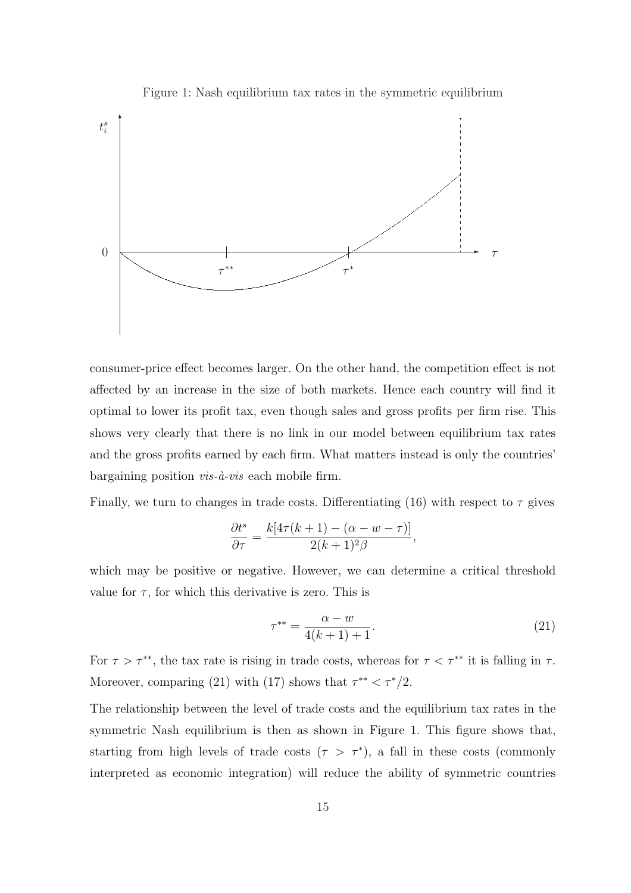Figure 1: Nash equilibrium tax rates in the symmetric equilibrium

consumer-price effect becomes larger. On the other hand, the competition effect is not affected by an increase in the size of both markets. Hence each country will find it optimal to lower its profit tax, even though sales and gross profits per firm rise. This shows very clearly that there is no link in our model between equilibrium tax rates and the gross profits earned by each firm. What matters instead is only the countries' bargaining position *vis-à-vis* each mobile firm.

Finally, we turn to changes in trade costs. Differentiating (16) with respect to $\tau$ gives

$$\frac{\partial t^s}{\partial \tau} = \frac{k[4\tau(k+1) - (\alpha - w - \tau)]}{2(k+1)^2\beta},$$

which may be positive or negative. However, we can determine a critical threshold value for $\tau$, for which this derivative is zero. This is

$$\tau^{**} = \frac{\alpha - w}{4(k+1)+1}. \tag{21}$$

For $\tau > \tau^{**}$, the tax rate is rising in trade costs, whereas for $\tau < \tau^{**}$ it is falling in $\tau$. Moreover, comparing (21) with (17) shows that $\tau^{**} < \tau^{*}/2$.

The relationship between the level of trade costs and the equilibrium tax rates in the symmetric Nash equilibrium is then as shown in Figure 1. This figure shows that, starting from high levels of trade costs ($\tau > \tau^{*}$), a fall in these costs (commonly interpreted as economic integration) will reduce the ability of symmetric countries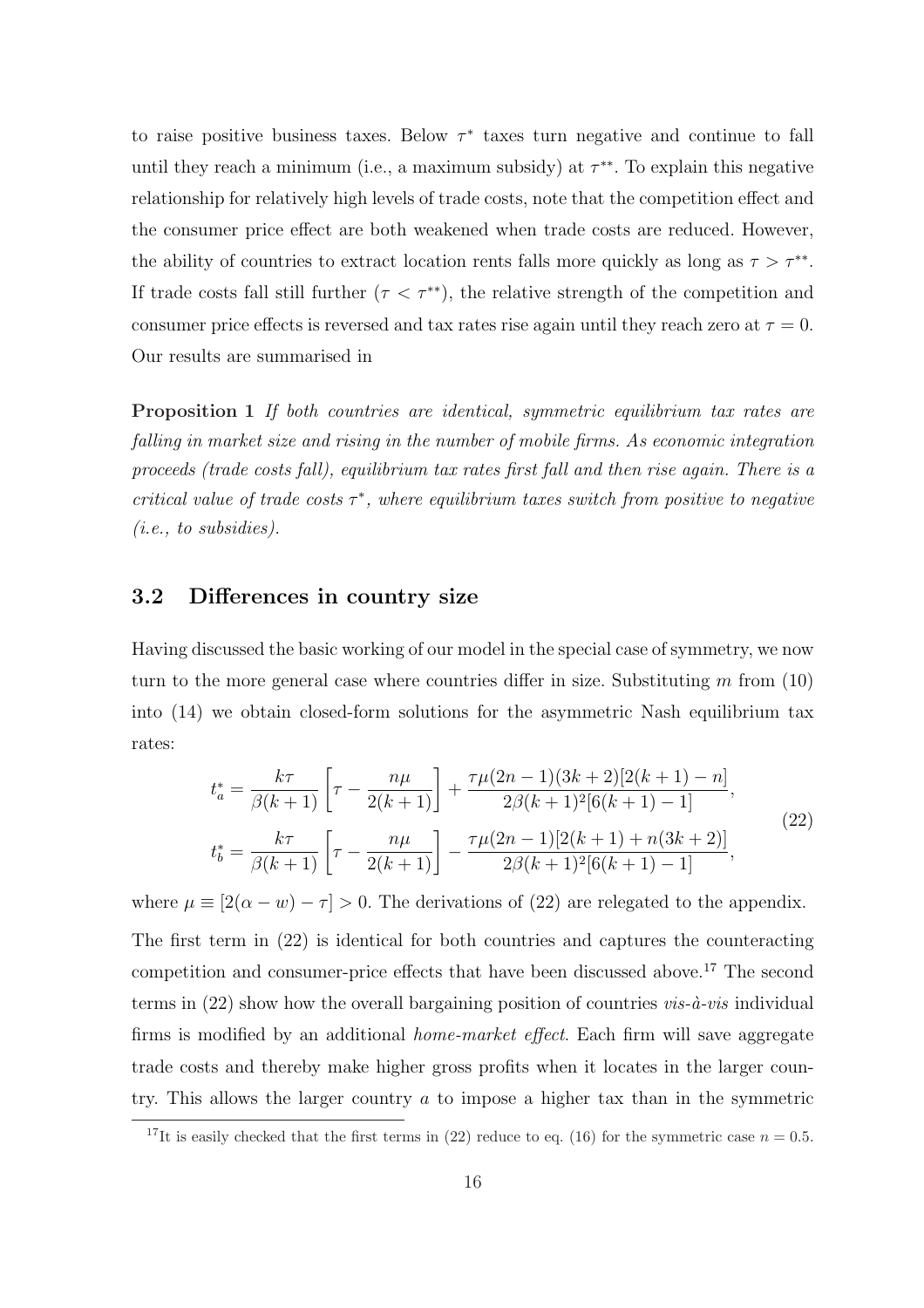to raise positive business taxes. Below $\tau^*$ taxes turn negative and continue to fall until they reach a minimum (i.e., a maximum subsidy) at $\tau^{**}$. To explain this negative relationship for relatively high levels of trade costs, note that the competition effect and the consumer price effect are both weakened when trade costs are reduced. However, the ability of countries to extract location rents falls more quickly as long as $\tau > \tau^{**}$. If trade costs fall still further ($\tau < \tau^{**}$), the relative strength of the competition and consumer price effects is reversed and tax rates rise again until they reach zero at $\tau = 0$. Our results are summarised in

**Proposition 1** *If both countries are identical, symmetric equilibrium tax rates are falling in market size and rising in the number of mobile firms. As economic integration proceeds (trade costs fall), equilibrium tax rates first fall and then rise again. There is a critical value of trade costs $\tau^*$, where equilibrium taxes switch from positive to negative (i.e., to subsidies).*

## 3.2 Differences in country size

Having discussed the basic working of our model in the special case of symmetry, we now turn to the more general case where countries differ in size. Substituting $m$ from (10) into (14) we obtain closed-form solutions for the asymmetric Nash equilibrium tax rates:

$$
\begin{aligned}
t_a^* &= \frac{k\tau}{\beta(k+1)}\left[\tau - \frac{n\mu}{2(k+1)}\right] + \frac{\tau\mu(2n-1)(3k+2)[2(k+1)-n]}{2\beta(k+1)^2[6(k+1)-1]}, \\
t_b^* &= \frac{k\tau}{\beta(k+1)}\left[\tau - \frac{n\mu}{2(k+1)}\right] - \frac{\tau\mu(2n-1)[2(k+1)+n(3k+2)]}{2\beta(k+1)^2[6(k+1)-1]},
\end{aligned}
\tag{22}
$$

where $\mu \equiv [2(\alpha - w) - \tau] > 0$. The derivations of (22) are relegated to the appendix.

The first term in (22) is identical for both countries and captures the counteracting competition and consumer-price effects that have been discussed above.[17] The second terms in (22) show how the overall bargaining position of countries *vis-à-vis* individual firms is modified by an additional *home-market effect*. Each firm will save aggregate trade costs and thereby make higher gross profits when it locates in the larger country. This allows the larger country $a$ to impose a higher tax than in the symmetric

[17] It is easily checked that the first terms in (22) reduce to eq. (16) for the symmetric case $n = 0.5$.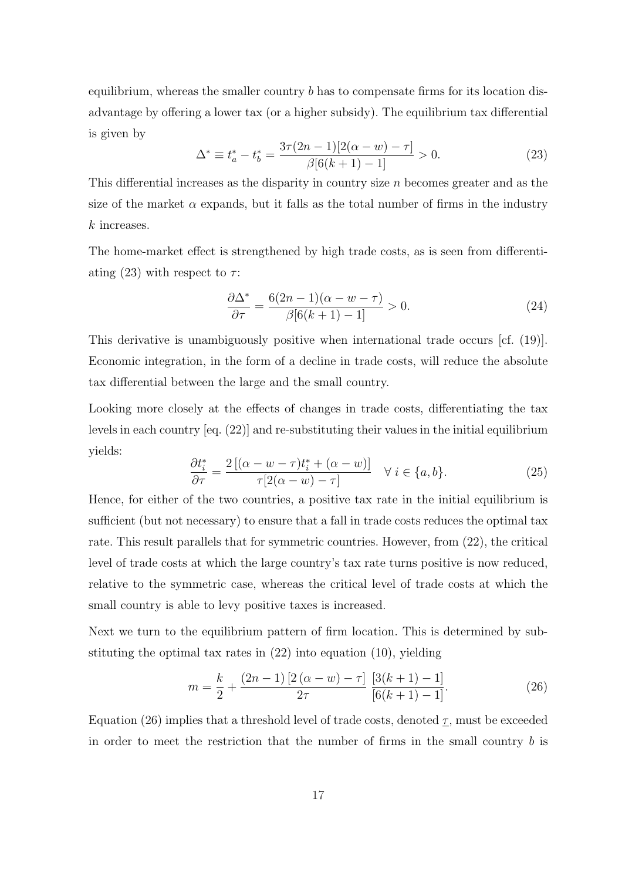equilibrium, whereas the smaller country $b$ has to compensate firms for its location disadvantage by offering a lower tax (or a higher subsidy). The equilibrium tax differential is given by

$$\Delta^* \equiv t_a^* - t_b^* = \frac{3\tau(2n-1)[2(\alpha - w) - \tau]}{\beta[6(k+1)-1]} > 0. \tag{23}$$

This differential increases as the disparity in country size $n$ becomes greater and as the size of the market $\alpha$ expands, but it falls as the total number of firms in the industry $k$ increases.

The home-market effect is strengthened by high trade costs, as is seen from differentiating (23) with respect to $\tau$:

$$\frac{\partial \Delta^*}{\partial \tau} = \frac{6(2n-1)(\alpha - w - \tau)}{\beta[6(k+1)-1]} > 0. \tag{24}$$

This derivative is unambiguously positive when international trade occurs [cf. (19)]. Economic integration, in the form of a decline in trade costs, will reduce the absolute tax differential between the large and the small country.

Looking more closely at the effects of changes in trade costs, differentiating the tax levels in each country [eq. (22)] and re-substituting their values in the initial equilibrium yields:

$$\frac{\partial t_i^*}{\partial \tau} = \frac{2\left[(\alpha - w - \tau)t_i^* + (\alpha - w)\right]}{\tau[2(\alpha - w) - \tau]} \quad \forall\, i \in \{a, b\}. \tag{25}$$

Hence, for either of the two countries, a positive tax rate in the initial equilibrium is sufficient (but not necessary) to ensure that a fall in trade costs reduces the optimal tax rate. This result parallels that for symmetric countries. However, from (22), the critical level of trade costs at which the large country's tax rate turns positive is now reduced, relative to the symmetric case, whereas the critical level of trade costs at which the small country is able to levy positive taxes is increased.

Next we turn to the equilibrium pattern of firm location. This is determined by substituting the optimal tax rates in (22) into equation (10), yielding

$$m = \frac{k}{2} + \frac{(2n-1)\left[2(\alpha - w) - \tau\right]}{2\tau} \, \frac{[3(k+1)-1]}{[6(k+1)-1]}. \tag{26}$$

Equation (26) implies that a threshold level of trade costs, denoted $\underline{\tau}$, must be exceeded in order to meet the restriction that the number of firms in the small country $b$ is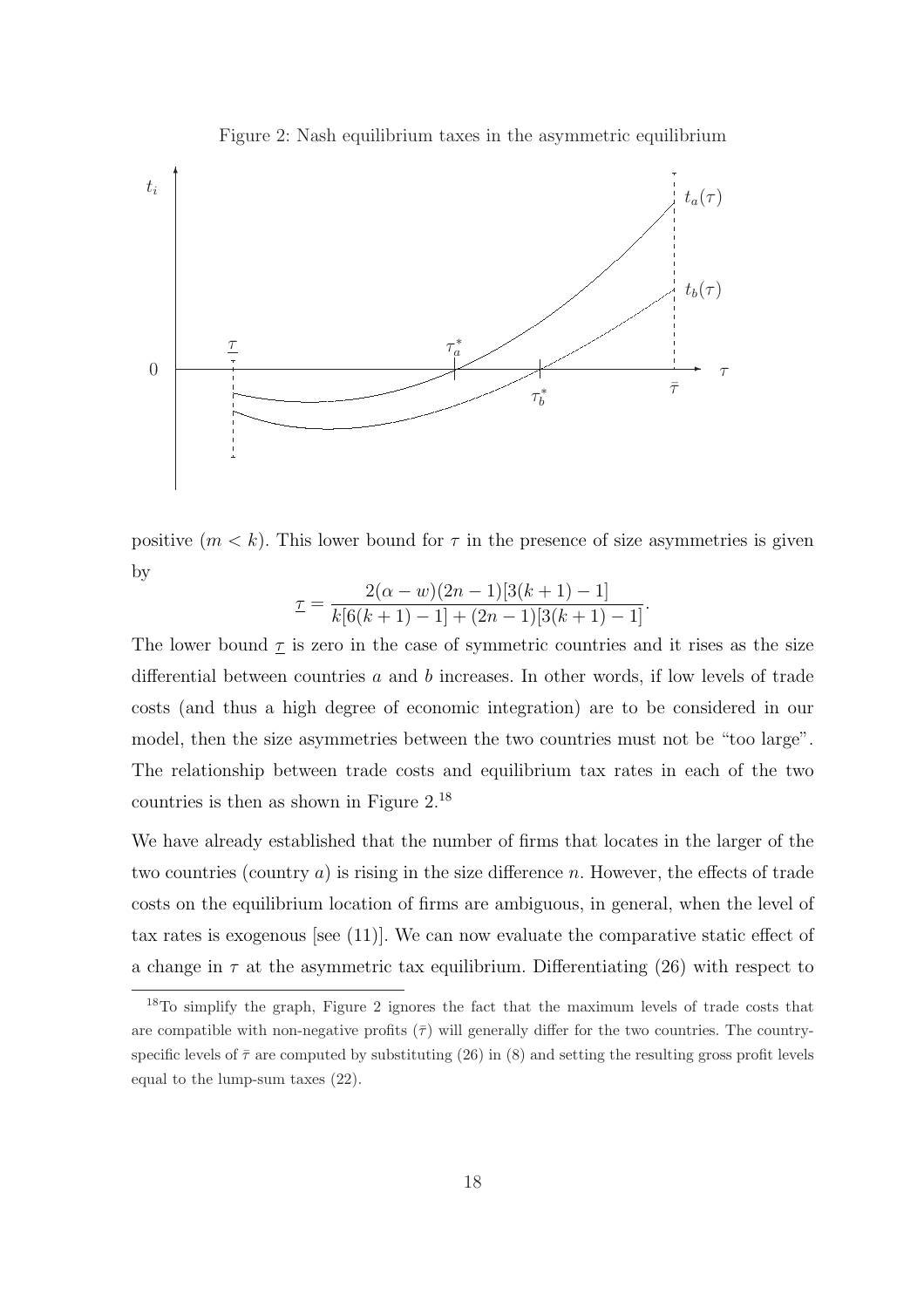Figure 2: Nash equilibrium taxes in the asymmetric equilibrium

positive ($m < k$). This lower bound for $\tau$ in the presence of size asymmetries is given by

$$\underline{\tau} = \frac{2(\alpha - w)(2n-1)[3(k+1)-1]}{k[6(k+1)-1] + (2n-1)[3(k+1)-1]}.$$

The lower bound $\underline{\tau}$ is zero in the case of symmetric countries and it rises as the size differential between countries $a$ and $b$ increases. In other words, if low levels of trade costs (and thus a high degree of economic integration) are to be considered in our model, then the size asymmetries between the two countries must not be "too large". The relationship between trade costs and equilibrium tax rates in each of the two countries is then as shown in Figure 2.[18]

We have already established that the number of firms that locates in the larger of the two countries (country $a$) is rising in the size difference $n$. However, the effects of trade costs on the equilibrium location of firms are ambiguous, in general, when the level of tax rates is exogenous [see (11)]. We can now evaluate the comparative static effect of a change in $\tau$ at the asymmetric tax equilibrium. Differentiating (26) with respect to

[18] To simplify the graph, Figure 2 ignores the fact that the maximum levels of trade costs that are compatible with non-negative profits ($\bar{\tau}$) will generally differ for the two countries. The country-specific levels of $\bar{\tau}$ are computed by substituting (26) in (8) and setting the resulting gross profit levels equal to the lump-sum taxes (22).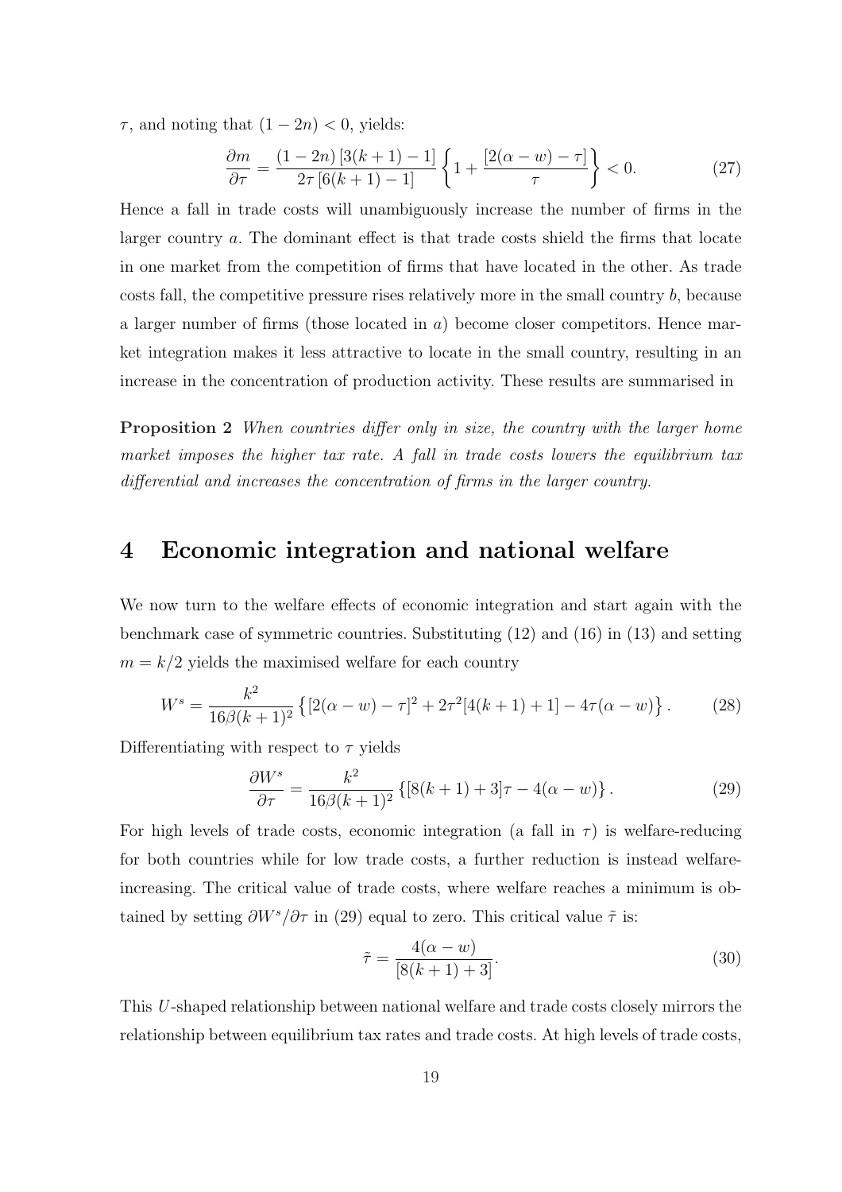$\tau$, and noting that $(1-2n) < 0$, yields:

$$\frac{\partial m}{\partial \tau} = \frac{(1-2n)\,[3(k+1)-1]}{2\tau\,[6(k+1)-1]} \left\{1 + \frac{[2(\alpha - w) - \tau]}{\tau}\right\} < 0. \tag{27}$$

Hence a fall in trade costs will unambiguously increase the number of firms in the larger country $a$. The dominant effect is that trade costs shield the firms that locate in one market from the competition of firms that have located in the other. As trade costs fall, the competitive pressure rises relatively more in the small country $b$, because a larger number of firms (those located in $a$) become closer competitors. Hence market integration makes it less attractive to locate in the small country, resulting in an increase in the concentration of production activity. These results are summarised in

**Proposition 2** *When countries differ only in size, the country with the larger home market imposes the higher tax rate. A fall in trade costs lowers the equilibrium tax differential and increases the concentration of firms in the larger country.*

# 4 Economic integration and national welfare

We now turn to the welfare effects of economic integration and start again with the benchmark case of symmetric countries. Substituting (12) and (16) in (13) and setting $m = k/2$ yields the maximised welfare for each country

$$W^s = \frac{k^2}{16\beta(k+1)^2} \left\{[2(\alpha - w) - \tau]^2 + 2\tau^2[4(k+1)+1] - 4\tau(\alpha - w)\right\}. \tag{28}$$

Differentiating with respect to $\tau$ yields

$$\frac{\partial W^s}{\partial \tau} = \frac{k^2}{16\beta(k+1)^2} \left\{[8(k+1)+3]\tau - 4(\alpha - w)\right\}. \tag{29}$$

For high levels of trade costs, economic integration (a fall in $\tau$) is welfare-reducing for both countries while for low trade costs, a further reduction is instead welfare-increasing. The critical value of trade costs, where welfare reaches a minimum is obtained by setting $\partial W^s/\partial \tau$ in (29) equal to zero. This critical value $\tilde{\tau}$ is:

$$\tilde{\tau} = \frac{4(\alpha - w)}{[8(k+1)+3]}. \tag{30}$$

This $U$-shaped relationship between national welfare and trade costs closely mirrors the relationship between equilibrium tax rates and trade costs. At high levels of trade costs,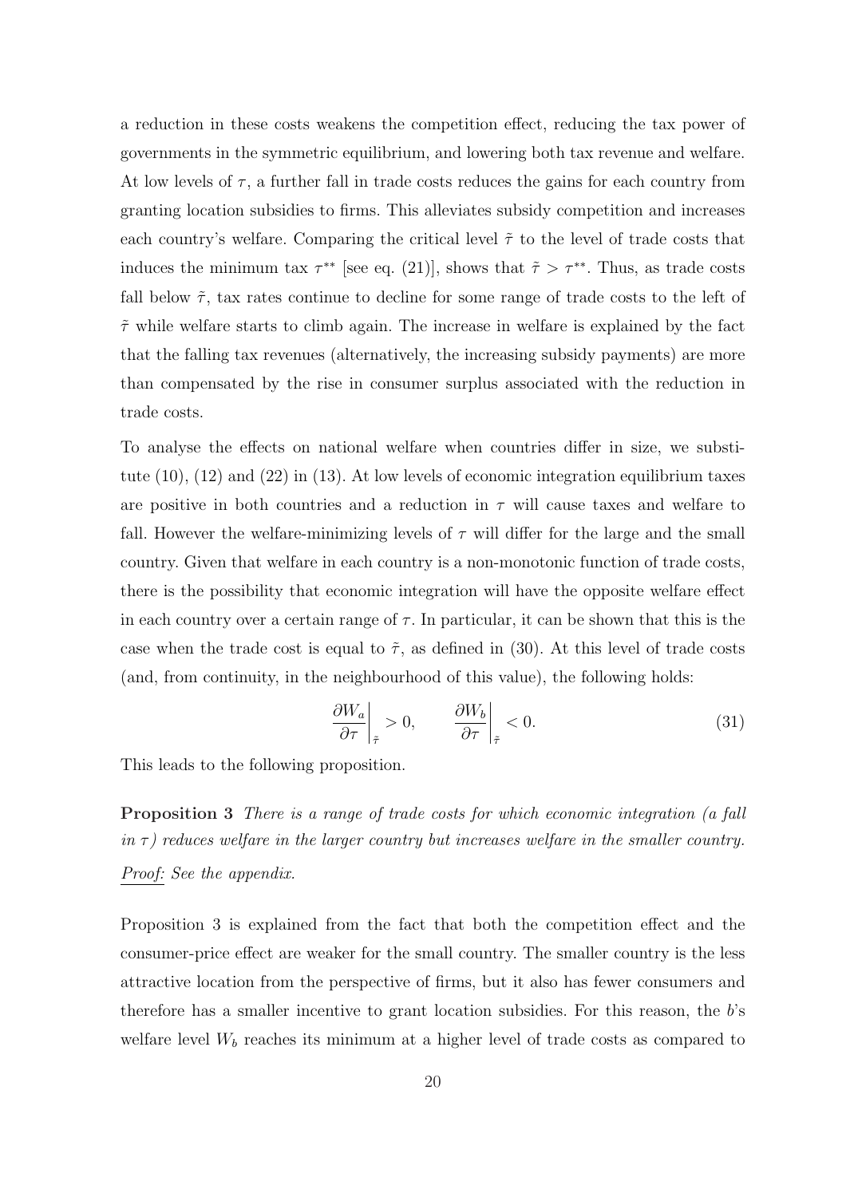a reduction in these costs weakens the competition effect, reducing the tax power of governments in the symmetric equilibrium, and lowering both tax revenue and welfare. At low levels of $\tau$, a further fall in trade costs reduces the gains for each country from granting location subsidies to firms. This alleviates subsidy competition and increases each country's welfare. Comparing the critical level $\tilde{\tau}$ to the level of trade costs that induces the minimum tax $\tau^{**}$ [see eq. (21)], shows that $\tilde{\tau} > \tau^{**}$. Thus, as trade costs fall below $\tilde{\tau}$, tax rates continue to decline for some range of trade costs to the left of $\tilde{\tau}$ while welfare starts to climb again. The increase in welfare is explained by the fact that the falling tax revenues (alternatively, the increasing subsidy payments) are more than compensated by the rise in consumer surplus associated with the reduction in trade costs.

To analyse the effects on national welfare when countries differ in size, we substitute (10), (12) and (22) in (13). At low levels of economic integration equilibrium taxes are positive in both countries and a reduction in $\tau$ will cause taxes and welfare to fall. However the welfare-minimizing levels of $\tau$ will differ for the large and the small country. Given that welfare in each country is a non-monotonic function of trade costs, there is the possibility that economic integration will have the opposite welfare effect in each country over a certain range of $\tau$. In particular, it can be shown that this is the case when the trade cost is equal to $\tilde{\tau}$, as defined in (30). At this level of trade costs (and, from continuity, in the neighbourhood of this value), the following holds:

$$\left.\frac{\partial W_a}{\partial \tau}\right|_{\tilde{\tau}} > 0, \qquad \left.\frac{\partial W_b}{\partial \tau}\right|_{\tilde{\tau}} < 0. \tag{31}$$

This leads to the following proposition.

**Proposition 3** *There is a range of trade costs for which economic integration (a fall in $\tau$) reduces welfare in the larger country but increases welfare in the smaller country.*

*Proof: See the appendix.*

Proposition 3 is explained from the fact that both the competition effect and the consumer-price effect are weaker for the small country. The smaller country is the less attractive location from the perspective of firms, but it also has fewer consumers and therefore has a smaller incentive to grant location subsidies. For this reason, the $b$'s welfare level $W_b$ reaches its minimum at a higher level of trade costs as compared to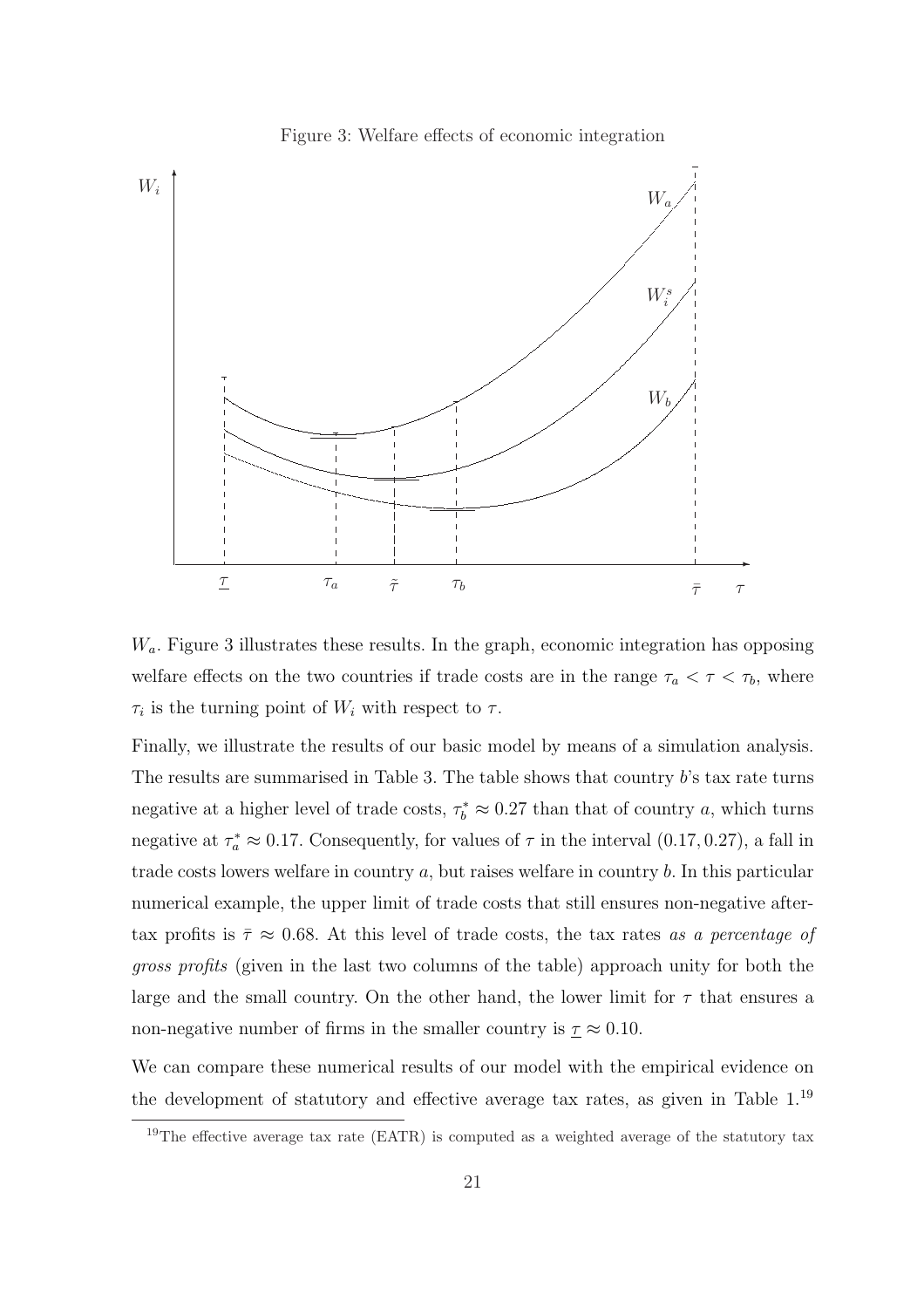Figure 3: Welfare effects of economic integration

$W_a$. Figure 3 illustrates these results. In the graph, economic integration has opposing welfare effects on the two countries if trade costs are in the range $\tau_a < \tau < \tau_b$, where $\tau_i$ is the turning point of $W_i$ with respect to $\tau$.

Finally, we illustrate the results of our basic model by means of a simulation analysis. The results are summarised in Table 3. The table shows that country $b$'s tax rate turns negative at a higher level of trade costs, $\tau_b^* \approx 0.27$ than that of country $a$, which turns negative at $\tau_a^* \approx 0.17$. Consequently, for values of $\tau$ in the interval $(0.17, 0.27)$, a fall in trade costs lowers welfare in country $a$, but raises welfare in country $b$. In this particular numerical example, the upper limit of trade costs that still ensures non-negative after-tax profits is $\bar{\tau} \approx 0.68$. At this level of trade costs, the tax rates *as a percentage of gross profits* (given in the last two columns of the table) approach unity for both the large and the small country. On the other hand, the lower limit for $\tau$ that ensures a non-negative number of firms in the smaller country is $\underline{\tau} \approx 0.10$.

We can compare these numerical results of our model with the empirical evidence on the development of statutory and effective average tax rates, as given in Table 1.[19]

[19] The effective average tax rate (EATR) is computed as a weighted average of the statutory tax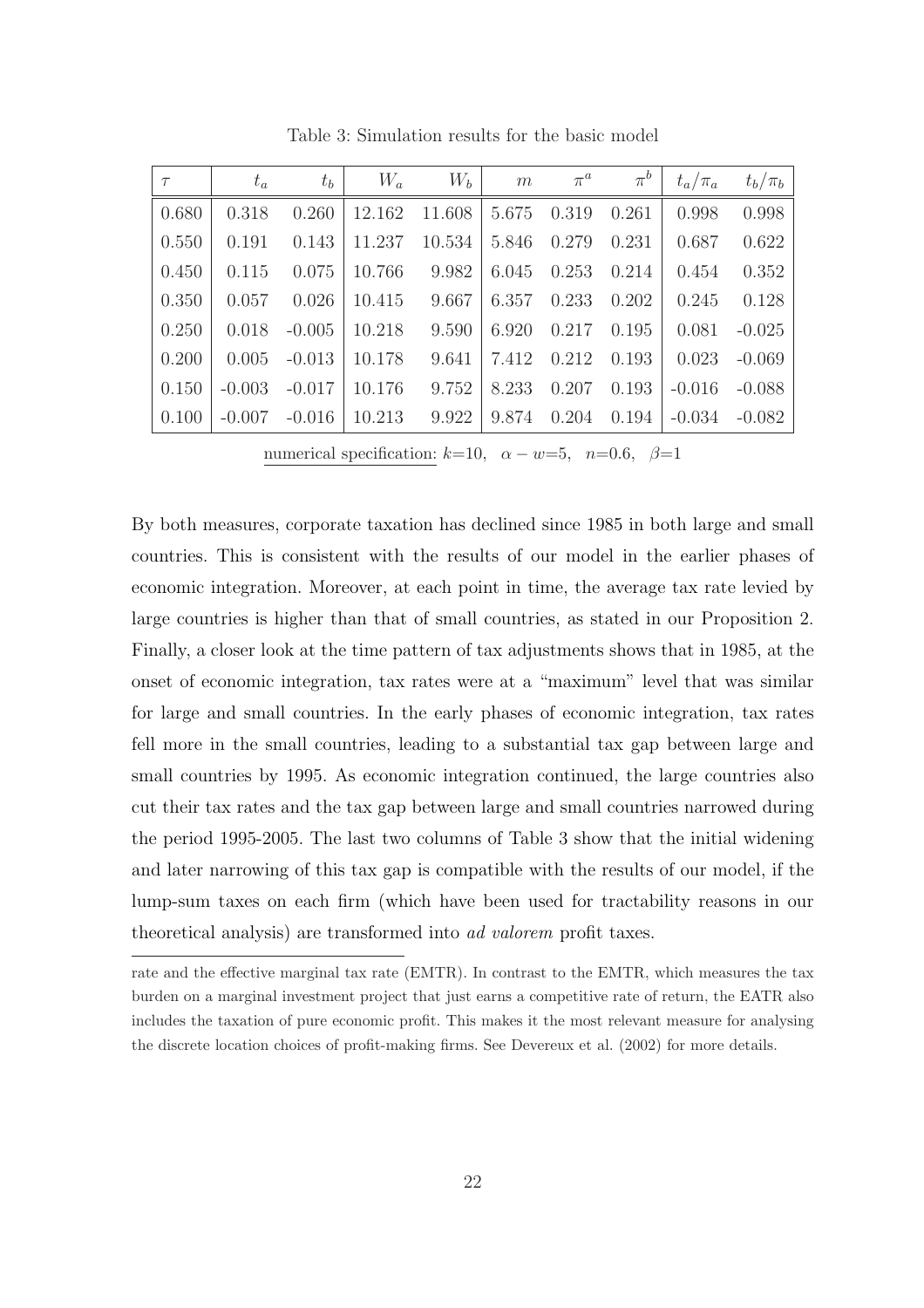Table 3: Simulation results for the basic model

| $\tau$ | $t_a$ | $t_b$ | $W_a$ | $W_b$ | $m$ | $\pi^a$ | $\pi^b$ | $t_a/\pi_a$ | $t_b/\pi_b$ |
|---|---|---|---|---|---|---|---|---|---|
| 0.680 | 0.318 | 0.260 | 12.162 | 11.608 | 5.675 | 0.319 | 0.261 | 0.998 | 0.998 |
| 0.550 | 0.191 | 0.143 | 11.237 | 10.534 | 5.846 | 0.279 | 0.231 | 0.687 | 0.622 |
| 0.450 | 0.115 | 0.075 | 10.766 | 9.982 | 6.045 | 0.253 | 0.214 | 0.454 | 0.352 |
| 0.350 | 0.057 | 0.026 | 10.415 | 9.667 | 6.357 | 0.233 | 0.202 | 0.245 | 0.128 |
| 0.250 | 0.018 | -0.005 | 10.218 | 9.590 | 6.920 | 0.217 | 0.195 | 0.081 | -0.025 |
| 0.200 | 0.005 | -0.013 | 10.178 | 9.641 | 7.412 | 0.212 | 0.193 | 0.023 | -0.069 |
| 0.150 | -0.003 | -0.017 | 10.176 | 9.752 | 8.233 | 0.207 | 0.193 | -0.016 | -0.088 |
| 0.100 | -0.007 | -0.016 | 10.213 | 9.922 | 9.874 | 0.204 | 0.194 | -0.034 | -0.082 |

numerical specification: $k$=10, $\alpha - w$=5, $n$=0.6, $\beta$=1

By both measures, corporate taxation has declined since 1985 in both large and small countries. This is consistent with the results of our model in the earlier phases of economic integration. Moreover, at each point in time, the average tax rate levied by large countries is higher than that of small countries, as stated in our Proposition 2. Finally, a closer look at the time pattern of tax adjustments shows that in 1985, at the onset of economic integration, tax rates were at a "maximum" level that was similar for large and small countries. In the early phases of economic integration, tax rates fell more in the small countries, leading to a substantial tax gap between large and small countries by 1995. As economic integration continued, the large countries also cut their tax rates and the tax gap between large and small countries narrowed during the period 1995-2005. The last two columns of Table 3 show that the initial widening and later narrowing of this tax gap is compatible with the results of our model, if the lump-sum taxes on each firm (which have been used for tractability reasons in our theoretical analysis) are transformed into *ad valorem* profit taxes.

rate and the effective marginal tax rate (EMTR). In contrast to the EMTR, which measures the tax burden on a marginal investment project that just earns a competitive rate of return, the EATR also includes the taxation of pure economic profit. This makes it the most relevant measure for analysing the discrete location choices of profit-making firms. See Devereux et al. (2002) for more details.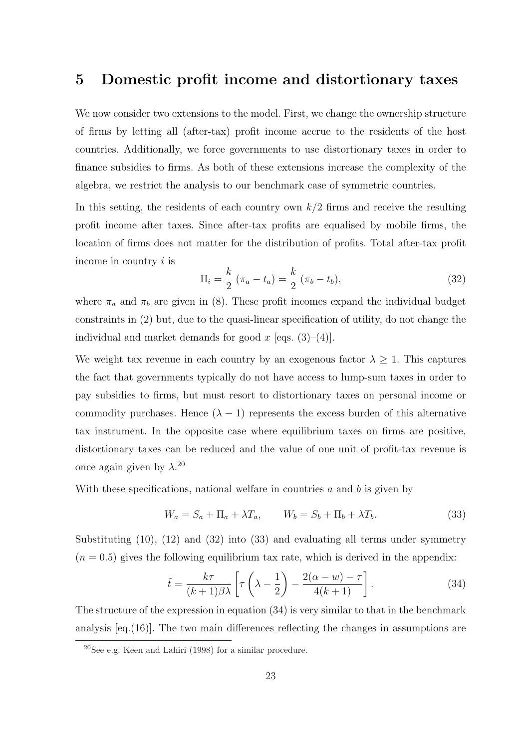## 5 Domestic profit income and distortionary taxes

We now consider two extensions to the model. First, we change the ownership structure of firms by letting all (after-tax) profit income accrue to the residents of the host countries. Additionally, we force governments to use distortionary taxes in order to finance subsidies to firms. As both of these extensions increase the complexity of the algebra, we restrict the analysis to our benchmark case of symmetric countries.

In this setting, the residents of each country own $k/2$ firms and receive the resulting profit income after taxes. Since after-tax profits are equalised by mobile firms, the location of firms does not matter for the distribution of profits. Total after-tax profit income in country $i$ is

$$\Pi_i = \frac{k}{2}\,(\pi_a - t_a) = \frac{k}{2}\,(\pi_b - t_b), \tag{32}$$

where $\pi_a$ and $\pi_b$ are given in (8). These profit incomes expand the individual budget constraints in (2) but, due to the quasi-linear specification of utility, do not change the individual and market demands for good $x$ [eqs. (3)–(4)].

We weight tax revenue in each country by an exogenous factor $\lambda \geq 1$. This captures the fact that governments typically do not have access to lump-sum taxes in order to pay subsidies to firms, but must resort to distortionary taxes on personal income or commodity purchases. Hence $(\lambda - 1)$ represents the excess burden of this alternative tax instrument. In the opposite case where equilibrium taxes on firms are positive, distortionary taxes can be reduced and the value of one unit of profit-tax revenue is once again given by $\lambda$.[20]

With these specifications, national welfare in countries $a$ and $b$ is given by

$$W_a = S_a + \Pi_a + \lambda T_a, \qquad W_b = S_b + \Pi_b + \lambda T_b. \tag{33}$$

Substituting (10), (12) and (32) into (33) and evaluating all terms under symmetry ($n = 0.5$) gives the following equilibrium tax rate, which is derived in the appendix:

$$\tilde{t} = \frac{k\tau}{(k+1)\beta\lambda}\left[\tau\left(\lambda - \frac{1}{2}\right) - \frac{2(\alpha - w) - \tau}{4(k+1)}\right]. \tag{34}$$

The structure of the expression in equation (34) is very similar to that in the benchmark analysis [eq.(16)]. The two main differences reflecting the changes in assumptions are

[20] See e.g. Keen and Lahiri (1998) for a similar procedure.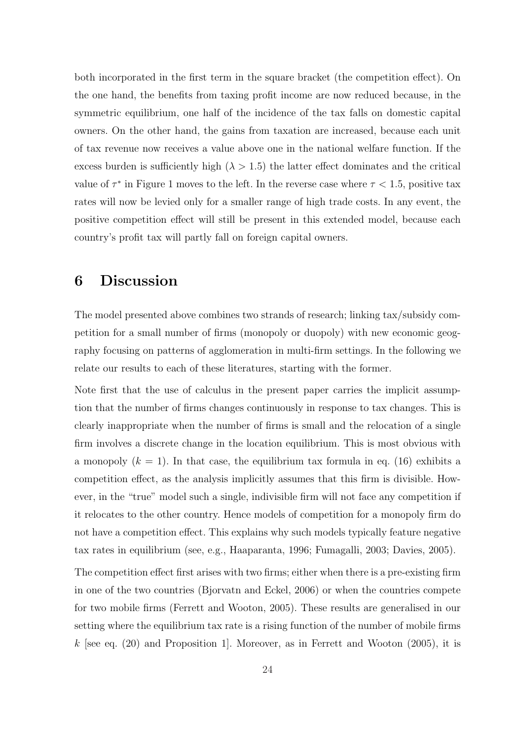both incorporated in the first term in the square bracket (the competition effect). On the one hand, the benefits from taxing profit income are now reduced because, in the symmetric equilibrium, one half of the incidence of the tax falls on domestic capital owners. On the other hand, the gains from taxation are increased, because each unit of tax revenue now receives a value above one in the national welfare function. If the excess burden is sufficiently high ($\lambda > 1.5$) the latter effect dominates and the critical value of $\tau^*$ in Figure 1 moves to the left. In the reverse case where $\tau < 1.5$, positive tax rates will now be levied only for a smaller range of high trade costs. In any event, the positive competition effect will still be present in this extended model, because each country's profit tax will partly fall on foreign capital owners.

# 6 Discussion

The model presented above combines two strands of research; linking tax/subsidy competition for a small number of firms (monopoly or duopoly) with new economic geography focusing on patterns of agglomeration in multi-firm settings. In the following we relate our results to each of these literatures, starting with the former.

Note first that the use of calculus in the present paper carries the implicit assumption that the number of firms changes continuously in response to tax changes. This is clearly inappropriate when the number of firms is small and the relocation of a single firm involves a discrete change in the location equilibrium. This is most obvious with a monopoly ($k = 1$). In that case, the equilibrium tax formula in eq. (16) exhibits a competition effect, as the analysis implicitly assumes that this firm is divisible. However, in the "true" model such a single, indivisible firm will not face any competition if it relocates to the other country. Hence models of competition for a monopoly firm do not have a competition effect. This explains why such models typically feature negative tax rates in equilibrium (see, e.g., Haaparanta, 1996; Fumagalli, 2003; Davies, 2005).

The competition effect first arises with two firms; either when there is a pre-existing firm in one of the two countries (Bjorvatn and Eckel, 2006) or when the countries compete for two mobile firms (Ferrett and Wooton, 2005). These results are generalised in our setting where the equilibrium tax rate is a rising function of the number of mobile firms $k$ [see eq. (20) and Proposition 1]. Moreover, as in Ferrett and Wooton (2005), it is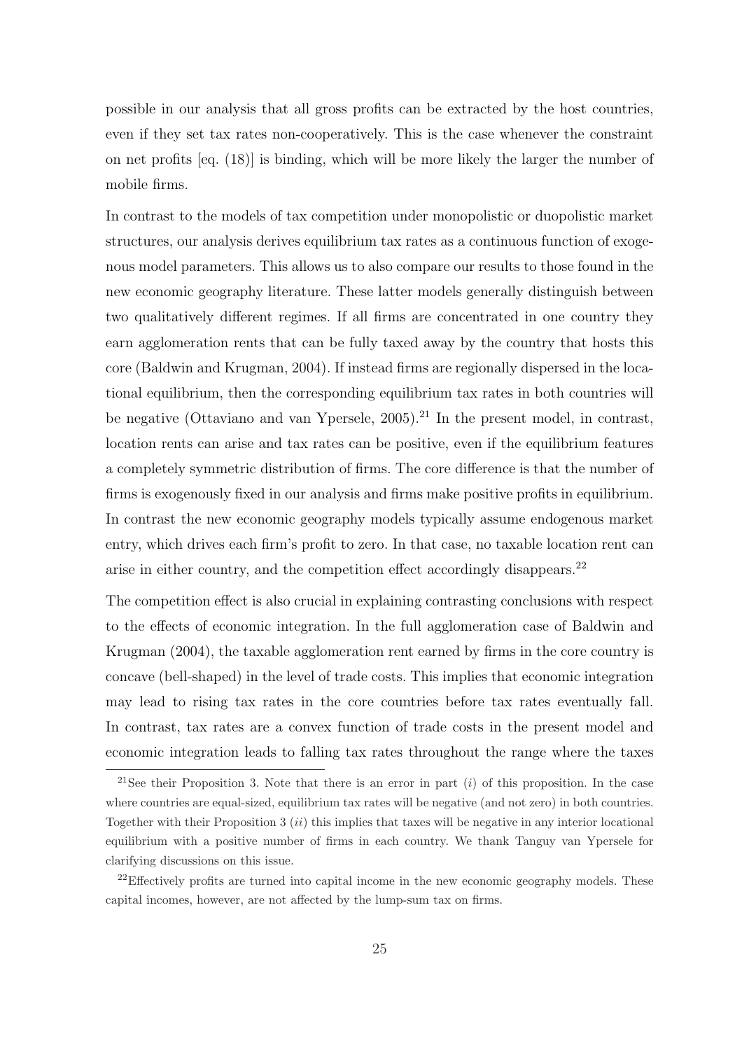possible in our analysis that all gross profits can be extracted by the host countries, even if they set tax rates non-cooperatively. This is the case whenever the constraint on net profits [eq. (18)] is binding, which will be more likely the larger the number of mobile firms.

In contrast to the models of tax competition under monopolistic or duopolistic market structures, our analysis derives equilibrium tax rates as a continuous function of exogenous model parameters. This allows us to also compare our results to those found in the new economic geography literature. These latter models generally distinguish between two qualitatively different regimes. If all firms are concentrated in one country they earn agglomeration rents that can be fully taxed away by the country that hosts this core (Baldwin and Krugman, 2004). If instead firms are regionally dispersed in the locational equilibrium, then the corresponding equilibrium tax rates in both countries will be negative (Ottaviano and van Ypersele, 2005).[21] In the present model, in contrast, location rents can arise and tax rates can be positive, even if the equilibrium features a completely symmetric distribution of firms. The core difference is that the number of firms is exogenously fixed in our analysis and firms make positive profits in equilibrium. In contrast the new economic geography models typically assume endogenous market entry, which drives each firm's profit to zero. In that case, no taxable location rent can arise in either country, and the competition effect accordingly disappears.[22]

The competition effect is also crucial in explaining contrasting conclusions with respect to the effects of economic integration. In the full agglomeration case of Baldwin and Krugman (2004), the taxable agglomeration rent earned by firms in the core country is concave (bell-shaped) in the level of trade costs. This implies that economic integration may lead to rising tax rates in the core countries before tax rates eventually fall. In contrast, tax rates are a convex function of trade costs in the present model and economic integration leads to falling tax rates throughout the range where the taxes

[21] See their Proposition 3. Note that there is an error in part (*i*) of this proposition. In the case where countries are equal-sized, equilibrium tax rates will be negative (and not zero) in both countries. Together with their Proposition 3 (*ii*) this implies that taxes will be negative in any interior locational equilibrium with a positive number of firms in each country. We thank Tanguy van Ypersele for clarifying discussions on this issue.

[22] Effectively profits are turned into capital income in the new economic geography models. These capital incomes, however, are not affected by the lump-sum tax on firms.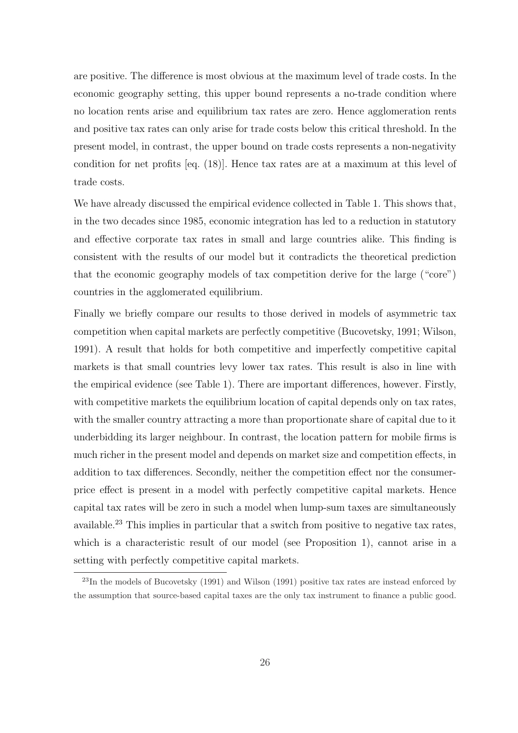are positive. The difference is most obvious at the maximum level of trade costs. In the economic geography setting, this upper bound represents a no-trade condition where no location rents arise and equilibrium tax rates are zero. Hence agglomeration rents and positive tax rates can only arise for trade costs below this critical threshold. In the present model, in contrast, the upper bound on trade costs represents a non-negativity condition for net profits [eq. (18)]. Hence tax rates are at a maximum at this level of trade costs.

We have already discussed the empirical evidence collected in Table 1. This shows that, in the two decades since 1985, economic integration has led to a reduction in statutory and effective corporate tax rates in small and large countries alike. This finding is consistent with the results of our model but it contradicts the theoretical prediction that the economic geography models of tax competition derive for the large ("core") countries in the agglomerated equilibrium.

Finally we briefly compare our results to those derived in models of asymmetric tax competition when capital markets are perfectly competitive (Bucovetsky, 1991; Wilson, 1991). A result that holds for both competitive and imperfectly competitive capital markets is that small countries levy lower tax rates. This result is also in line with the empirical evidence (see Table 1). There are important differences, however. Firstly, with competitive markets the equilibrium location of capital depends only on tax rates, with the smaller country attracting a more than proportionate share of capital due to it underbidding its larger neighbour. In contrast, the location pattern for mobile firms is much richer in the present model and depends on market size and competition effects, in addition to tax differences. Secondly, neither the competition effect nor the consumer-price effect is present in a model with perfectly competitive capital markets. Hence capital tax rates will be zero in such a model when lump-sum taxes are simultaneously available.[23] This implies in particular that a switch from positive to negative tax rates, which is a characteristic result of our model (see Proposition 1), cannot arise in a setting with perfectly competitive capital markets.

[23] In the models of Bucovetsky (1991) and Wilson (1991) positive tax rates are instead enforced by the assumption that source-based capital taxes are the only tax instrument to finance a public good.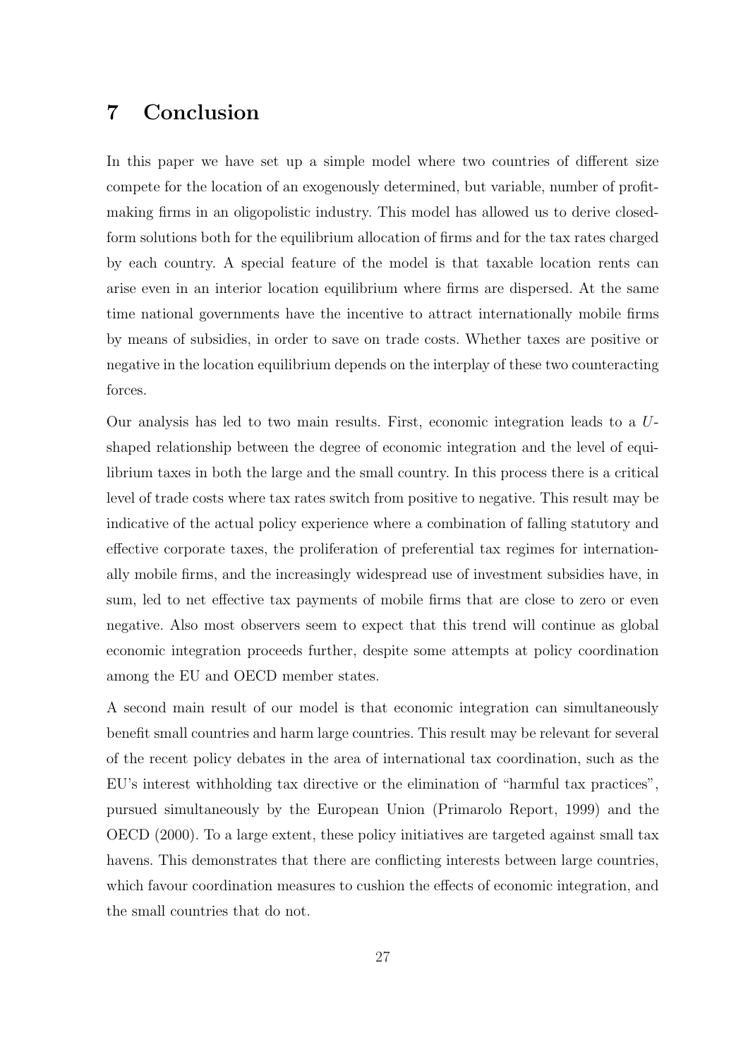# 7 Conclusion

In this paper we have set up a simple model where two countries of different size compete for the location of an exogenously determined, but variable, number of profit-making firms in an oligopolistic industry. This model has allowed us to derive closed-form solutions both for the equilibrium allocation of firms and for the tax rates charged by each country. A special feature of the model is that taxable location rents can arise even in an interior location equilibrium where firms are dispersed. At the same time national governments have the incentive to attract internationally mobile firms by means of subsidies, in order to save on trade costs. Whether taxes are positive or negative in the location equilibrium depends on the interplay of these two counteracting forces.

Our analysis has led to two main results. First, economic integration leads to a $U$-shaped relationship between the degree of economic integration and the level of equilibrium taxes in both the large and the small country. In this process there is a critical level of trade costs where tax rates switch from positive to negative. This result may be indicative of the actual policy experience where a combination of falling statutory and effective corporate taxes, the proliferation of preferential tax regimes for internationally mobile firms, and the increasingly widespread use of investment subsidies have, in sum, led to net effective tax payments of mobile firms that are close to zero or even negative. Also most observers seem to expect that this trend will continue as global economic integration proceeds further, despite some attempts at policy coordination among the EU and OECD member states.

A second main result of our model is that economic integration can simultaneously benefit small countries and harm large countries. This result may be relevant for several of the recent policy debates in the area of international tax coordination, such as the EU's interest withholding tax directive or the elimination of "harmful tax practices", pursued simultaneously by the European Union (Primarolo Report, 1999) and the OECD (2000). To a large extent, these policy initiatives are targeted against small tax havens. This demonstrates that there are conflicting interests between large countries, which favour coordination measures to cushion the effects of economic integration, and the small countries that do not.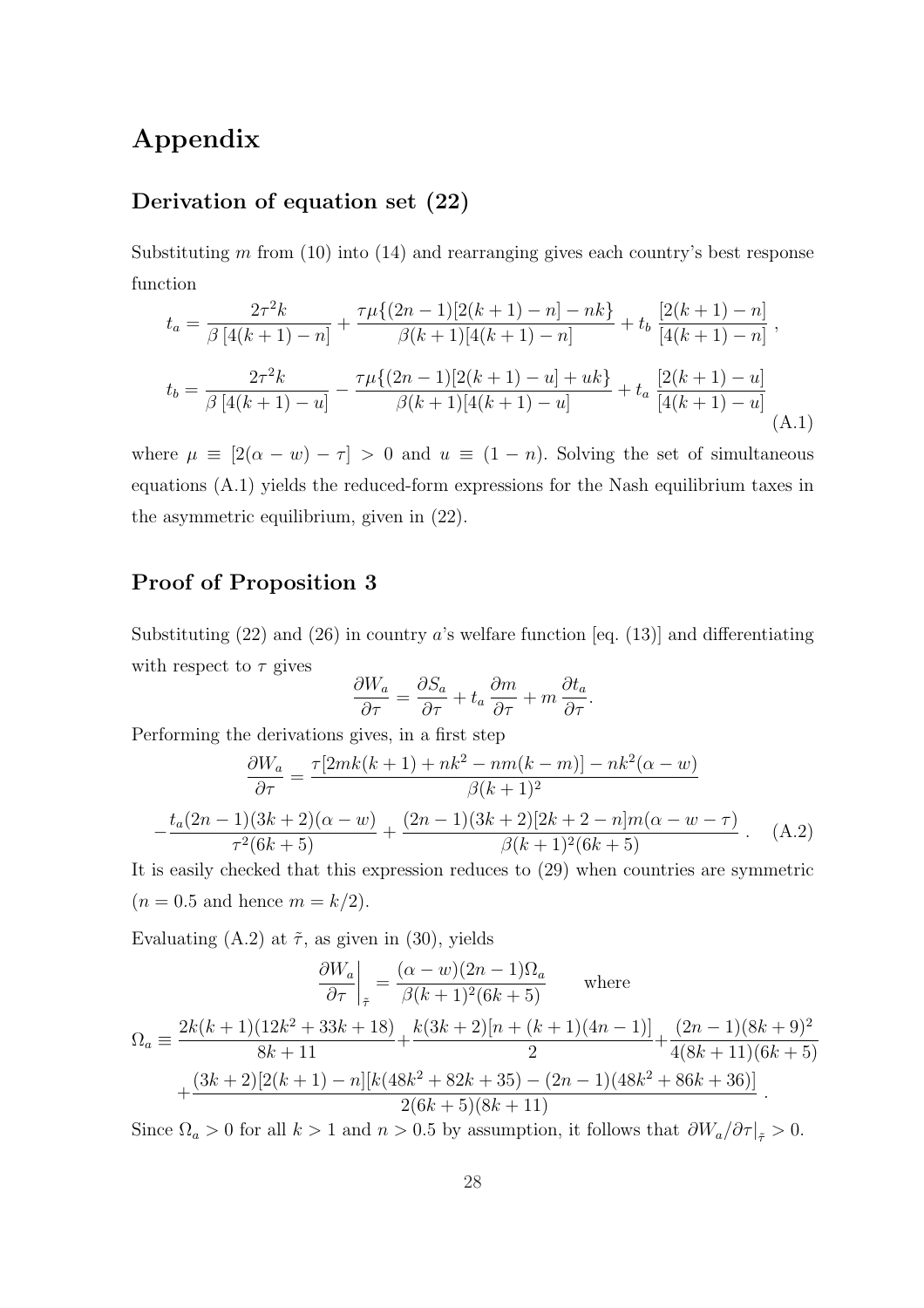# Appendix

## Derivation of equation set (22)

Substituting $m$ from (10) into (14) and rearranging gives each country's best response function

$$t_a = \frac{2\tau^2 k}{\beta\,[4(k+1)-n]} + \frac{\tau\mu\{(2n-1)[2(k+1)-n]-nk\}}{\beta(k+1)[4(k+1)-n]} + t_b\,\frac{[2(k+1)-n]}{[4(k+1)-n]}\,,$$

$$t_b = \frac{2\tau^2 k}{\beta\,[4(k+1)-u]} - \frac{\tau\mu\{(2n-1)[2(k+1)-u]+uk\}}{\beta(k+1)[4(k+1)-u]} + t_a\,\frac{[2(k+1)-u]}{[4(k+1)-u]} \tag{A.1}$$

where $\mu \equiv [2(\alpha-w)-\tau] > 0$ and $u \equiv (1-n)$. Solving the set of simultaneous equations (A.1) yields the reduced-form expressions for the Nash equilibrium taxes in the asymmetric equilibrium, given in (22).

## Proof of Proposition 3

Substituting (22) and (26) in country $a$'s welfare function [eq. (13)] and differentiating with respect to $\tau$ gives

$$\frac{\partial W_a}{\partial \tau} = \frac{\partial S_a}{\partial \tau} + t_a\,\frac{\partial m}{\partial \tau} + m\,\frac{\partial t_a}{\partial \tau}.$$

Performing the derivations gives, in a first step

$$\frac{\partial W_a}{\partial \tau} = \frac{\tau[2mk(k+1)+nk^2-nm(k-m)]-nk^2(\alpha-w)}{\beta(k+1)^2}$$

$$-\frac{t_a(2n-1)(3k+2)(\alpha-w)}{\tau^2(6k+5)} + \frac{(2n-1)(3k+2)[2k+2-n]m(\alpha-w-\tau)}{\beta(k+1)^2(6k+5)}\,. \tag{A.2}$$

It is easily checked that this expression reduces to (29) when countries are symmetric ($n=0.5$ and hence $m=k/2$).

Evaluating (A.2) at $\tilde{\tau}$, as given in (30), yields

$$\left.\frac{\partial W_a}{\partial \tau}\right|_{\tilde{\tau}} = \frac{(\alpha-w)(2n-1)\Omega_a}{\beta(k+1)^2(6k+5)} \qquad \text{where}$$

$$\Omega_a \equiv \frac{2k(k+1)(12k^2+33k+18)}{8k+11} + \frac{k(3k+2)[n+(k+1)(4n-1)]}{2} + \frac{(2n-1)(8k+9)^2}{4(8k+11)(6k+5)}$$

$$+\frac{(3k+2)[2(k+1)-n][k(48k^2+82k+35)-(2n-1)(48k^2+86k+36)]}{2(6k+5)(8k+11)}\,.$$

Since $\Omega_a > 0$ for all $k > 1$ and $n > 0.5$ by assumption, it follows that $\partial W_a/\partial\tau|_{\tilde{\tau}} > 0$.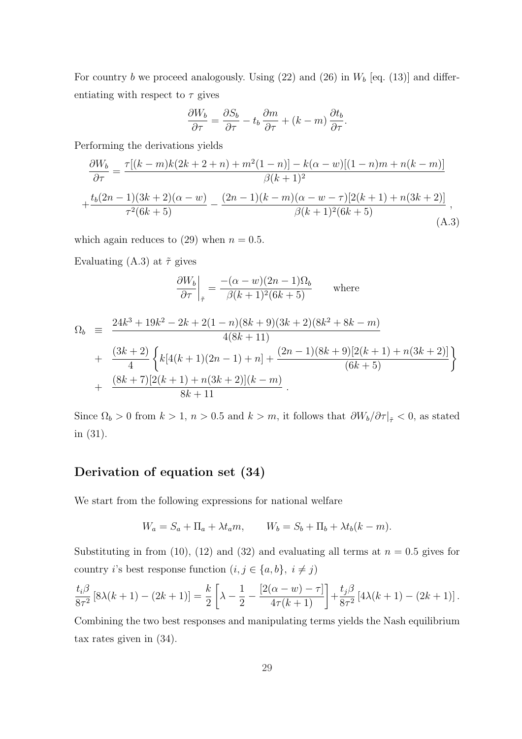For country $b$ we proceed analogously. Using (22) and (26) in $W_b$ [eq. (13)] and differentiating with respect to $\tau$ gives

$$\frac{\partial W_b}{\partial \tau} = \frac{\partial S_b}{\partial \tau} - t_b \frac{\partial m}{\partial \tau} + (k - m) \frac{\partial t_b}{\partial \tau}.$$

Performing the derivations yields

$$\frac{\partial W_b}{\partial \tau} = \frac{\tau[(k-m)k(2k+2+n) + m^2(1-n)] - k(\alpha - w)[(1-n)m + n(k-m)]}{\beta(k+1)^2}$$
$$+ \frac{t_b(2n-1)(3k+2)(\alpha - w)}{\tau^2(6k+5)} - \frac{(2n-1)(k-m)(\alpha - w - \tau)[2(k+1) + n(3k+2)]}{\beta(k+1)^2(6k+5)}, \tag{A.3}$$

which again reduces to (29) when $n = 0.5$.

Evaluating (A.3) at $\tilde{\tau}$ gives

$$\left.\frac{\partial W_b}{\partial \tau}\right|_{\tilde{\tau}} = \frac{-(\alpha - w)(2n-1)\Omega_b}{\beta(k+1)^2(6k+5)} \qquad \text{where}$$

$$\begin{aligned}
\Omega_b \equiv \; & \frac{24k^3 + 19k^2 - 2k + 2(1-n)(8k+9)(3k+2)(8k^2+8k-m)}{4(8k+11)} \\
+ \; & \frac{(3k+2)}{4}\left\{k[4(k+1)(2n-1) + n] + \frac{(2n-1)(8k+9)[2(k+1) + n(3k+2)]}{(6k+5)}\right\} \\
+ \; & \frac{(8k+7)[2(k+1) + n(3k+2)](k-m)}{8k+11}.
\end{aligned}$$

Since $\Omega_b > 0$ from $k > 1$, $n > 0.5$ and $k > m$, it follows that $\partial W_b/\partial \tau|_{\tilde{\tau}} < 0$, as stated in (31).

## Derivation of equation set (34)

We start from the following expressions for national welfare

$$W_a = S_a + \Pi_a + \lambda t_a m, \qquad W_b = S_b + \Pi_b + \lambda t_b (k - m).$$

Substituting in from (10), (12) and (32) and evaluating all terms at $n = 0.5$ gives for country $i$'s best response function ($i, j \in \{a, b\},\ i \neq j$)

$$\frac{t_i \beta}{8\tau^2}\left[8\lambda(k+1) - (2k+1)\right] = \frac{k}{2}\left[\lambda - \frac{1}{2} - \frac{[2(\alpha - w) - \tau]}{4\tau(k+1)}\right] + \frac{t_j \beta}{8\tau^2}\left[4\lambda(k+1) - (2k+1)\right].$$

Combining the two best responses and manipulating terms yields the Nash equilibrium tax rates given in (34).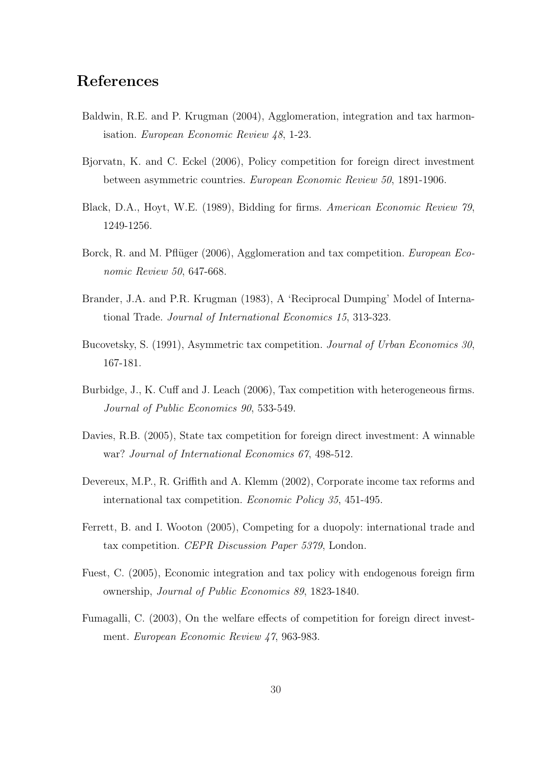## References

Baldwin, R.E. and P. Krugman (2004), Agglomeration, integration and tax harmonisation. *European Economic Review 48*, 1-23.

Bjorvatn, K. and C. Eckel (2006), Policy competition for foreign direct investment between asymmetric countries. *European Economic Review 50*, 1891-1906.

Black, D.A., Hoyt, W.E. (1989), Bidding for firms. *American Economic Review 79*, 1249-1256.

Borck, R. and M. Pflüger (2006), Agglomeration and tax competition. *European Economic Review 50*, 647-668.

Brander, J.A. and P.R. Krugman (1983), A 'Reciprocal Dumping' Model of International Trade. *Journal of International Economics 15*, 313-323.

Bucovetsky, S. (1991), Asymmetric tax competition. *Journal of Urban Economics 30*, 167-181.

Burbidge, J., K. Cuff and J. Leach (2006), Tax competition with heterogeneous firms. *Journal of Public Economics 90*, 533-549.

Davies, R.B. (2005), State tax competition for foreign direct investment: A winnable war? *Journal of International Economics 67*, 498-512.

Devereux, M.P., R. Griffith and A. Klemm (2002), Corporate income tax reforms and international tax competition. *Economic Policy 35*, 451-495.

Ferrett, B. and I. Wooton (2005), Competing for a duopoly: international trade and tax competition. *CEPR Discussion Paper 5379*, London.

Fuest, C. (2005), Economic integration and tax policy with endogenous foreign firm ownership, *Journal of Public Economics 89*, 1823-1840.

Fumagalli, C. (2003), On the welfare effects of competition for foreign direct investment. *European Economic Review 47*, 963-983.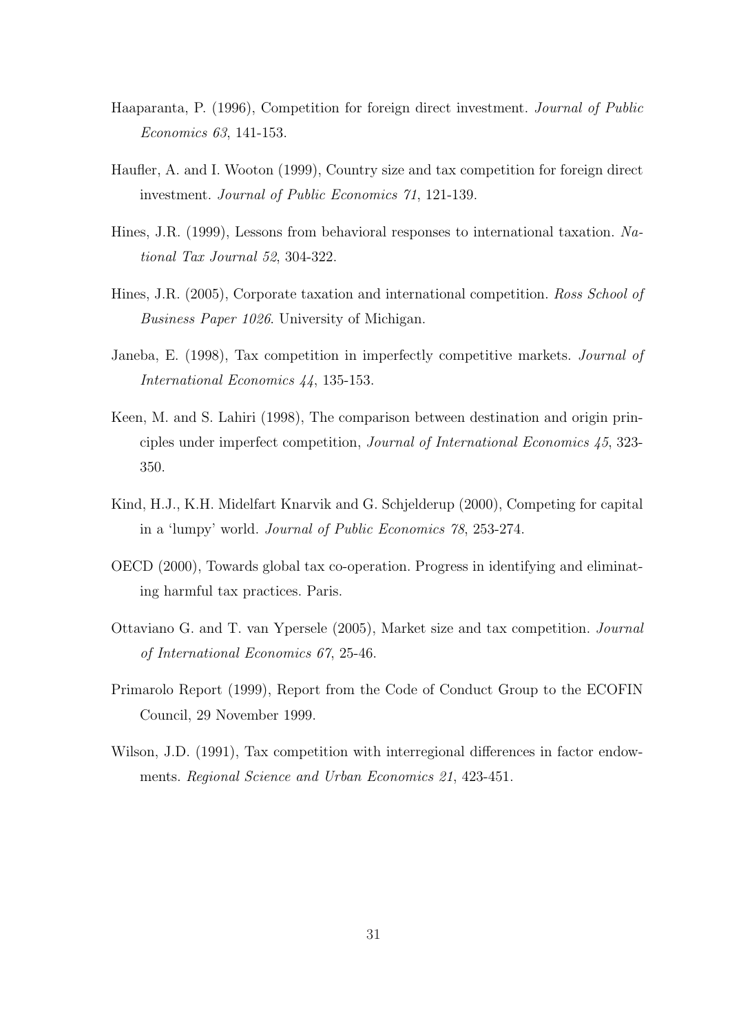Haaparanta, P. (1996), Competition for foreign direct investment. *Journal of Public Economics 63*, 141-153.

Haufler, A. and I. Wooton (1999), Country size and tax competition for foreign direct investment. *Journal of Public Economics 71*, 121-139.

Hines, J.R. (1999), Lessons from behavioral responses to international taxation. *National Tax Journal 52*, 304-322.

Hines, J.R. (2005), Corporate taxation and international competition. *Ross School of Business Paper 1026*. University of Michigan.

Janeba, E. (1998), Tax competition in imperfectly competitive markets. *Journal of International Economics 44*, 135-153.

Keen, M. and S. Lahiri (1998), The comparison between destination and origin principles under imperfect competition, *Journal of International Economics 45*, 323-350.

Kind, H.J., K.H. Midelfart Knarvik and G. Schjelderup (2000), Competing for capital in a 'lumpy' world. *Journal of Public Economics 78*, 253-274.

OECD (2000), Towards global tax co-operation. Progress in identifying and eliminating harmful tax practices. Paris.

Ottaviano G. and T. van Ypersele (2005), Market size and tax competition. *Journal of International Economics 67*, 25-46.

Primarolo Report (1999), Report from the Code of Conduct Group to the ECOFIN Council, 29 November 1999.

Wilson, J.D. (1991), Tax competition with interregional differences in factor endowments. *Regional Science and Urban Economics 21*, 423-451.